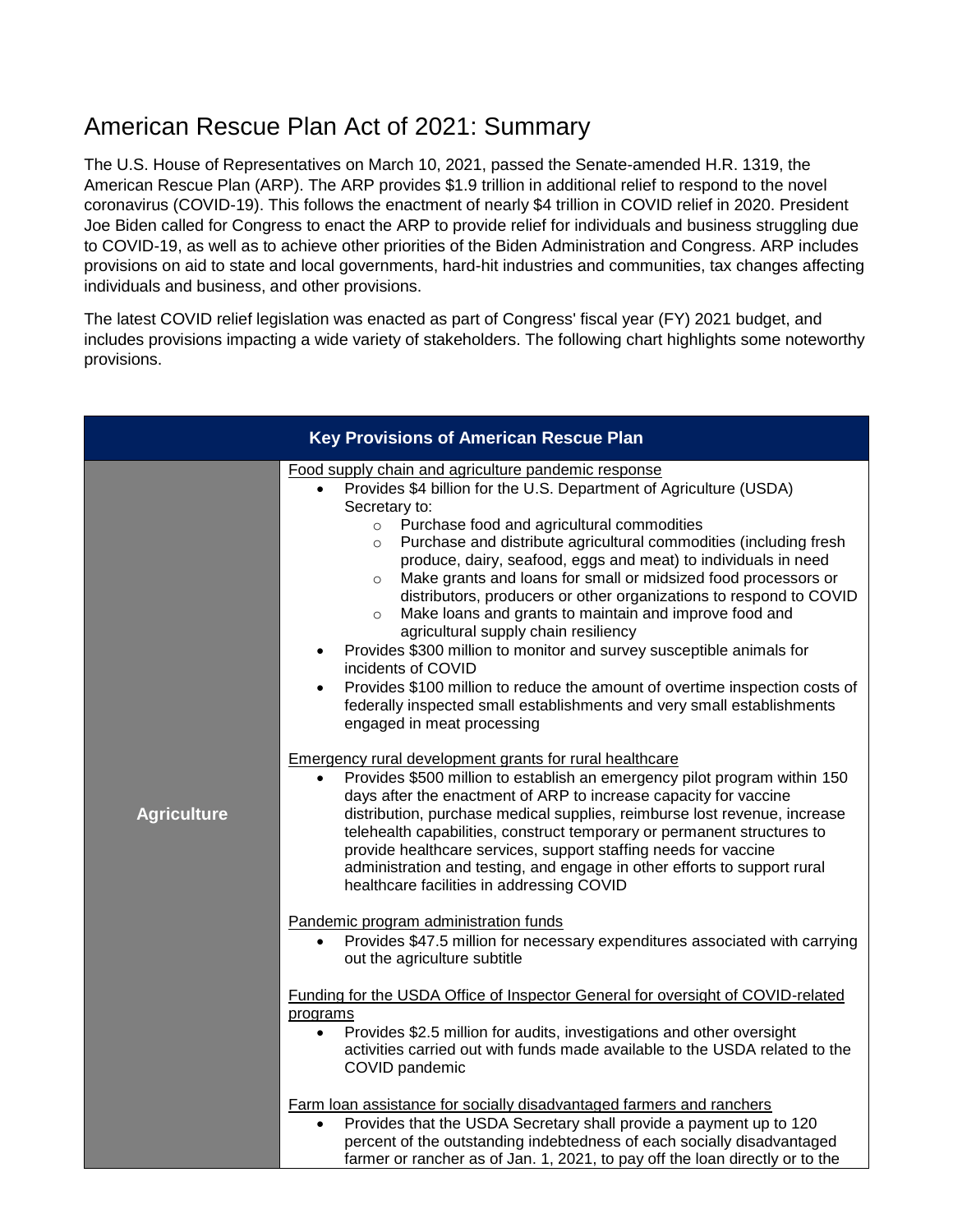# American Rescue Plan Act of 2021: Summary

The U.S. House of Representatives on March 10, 2021, passed the Senate-amended H.R. 1319, the American Rescue Plan (ARP). The ARP provides $1.9 trillion in additional relief to respond to the novel coronavirus (COVID-19). This follows the enactment of nearly $4 trillion in COVID relief in 2020. President Joe Biden called for Congress to enact the ARP to provide relief for individuals and business struggling due to COVID-19, as well as to achieve other priorities of the Biden Administration and Congress. ARP includes provisions on aid to state and local governments, hard-hit industries and communities, tax changes affecting individuals and business, and other provisions.

The latest COVID relief legislation was enacted as part of Congress' fiscal year (FY) 2021 budget, and includes provisions impacting a wide variety of stakeholders. The following chart highlights some noteworthy provisions.

| Key Provisions of American Rescue Plan | |
|---|---|
| **Agriculture** | <u>Food supply chain and agriculture pandemic response</u><br>• Provides $4 billion for the U.S. Department of Agriculture (USDA) Secretary to:<br>  ○ Purchase food and agricultural commodities<br>  ○ Purchase and distribute agricultural commodities (including fresh produce, dairy, seafood, eggs and meat) to individuals in need<br>  ○ Make grants and loans for small or midsized food processors or distributors, producers or other organizations to respond to COVID<br>  ○ Make loans and grants to maintain and improve food and agricultural supply chain resiliency<br>• Provides $300 million to monitor and survey susceptible animals for incidents of COVID<br>• Provides $100 million to reduce the amount of overtime inspection costs of federally inspected small establishments and very small establishments engaged in meat processing<br><br><u>Emergency rural development grants for rural healthcare</u><br>• Provides $500 million to establish an emergency pilot program within 150 days after the enactment of ARP to increase capacity for vaccine distribution, purchase medical supplies, reimburse lost revenue, increase telehealth capabilities, construct temporary or permanent structures to provide healthcare services, support staffing needs for vaccine administration and testing, and engage in other efforts to support rural healthcare facilities in addressing COVID<br><br><u>Pandemic program administration funds</u><br>• Provides $47.5 million for necessary expenditures associated with carrying out the agriculture subtitle<br><br><u>Funding for the USDA Office of Inspector General for oversight of COVID-related programs</u><br>• Provides $2.5 million for audits, investigations and other oversight activities carried out with funds made available to the USDA related to the COVID pandemic<br><br><u>Farm loan assistance for socially disadvantaged farmers and ranchers</u><br>• Provides that the USDA Secretary shall provide a payment up to 120 percent of the outstanding indebtedness of each socially disadvantaged farmer or rancher as of Jan. 1, 2021, to pay off the loan directly or to the |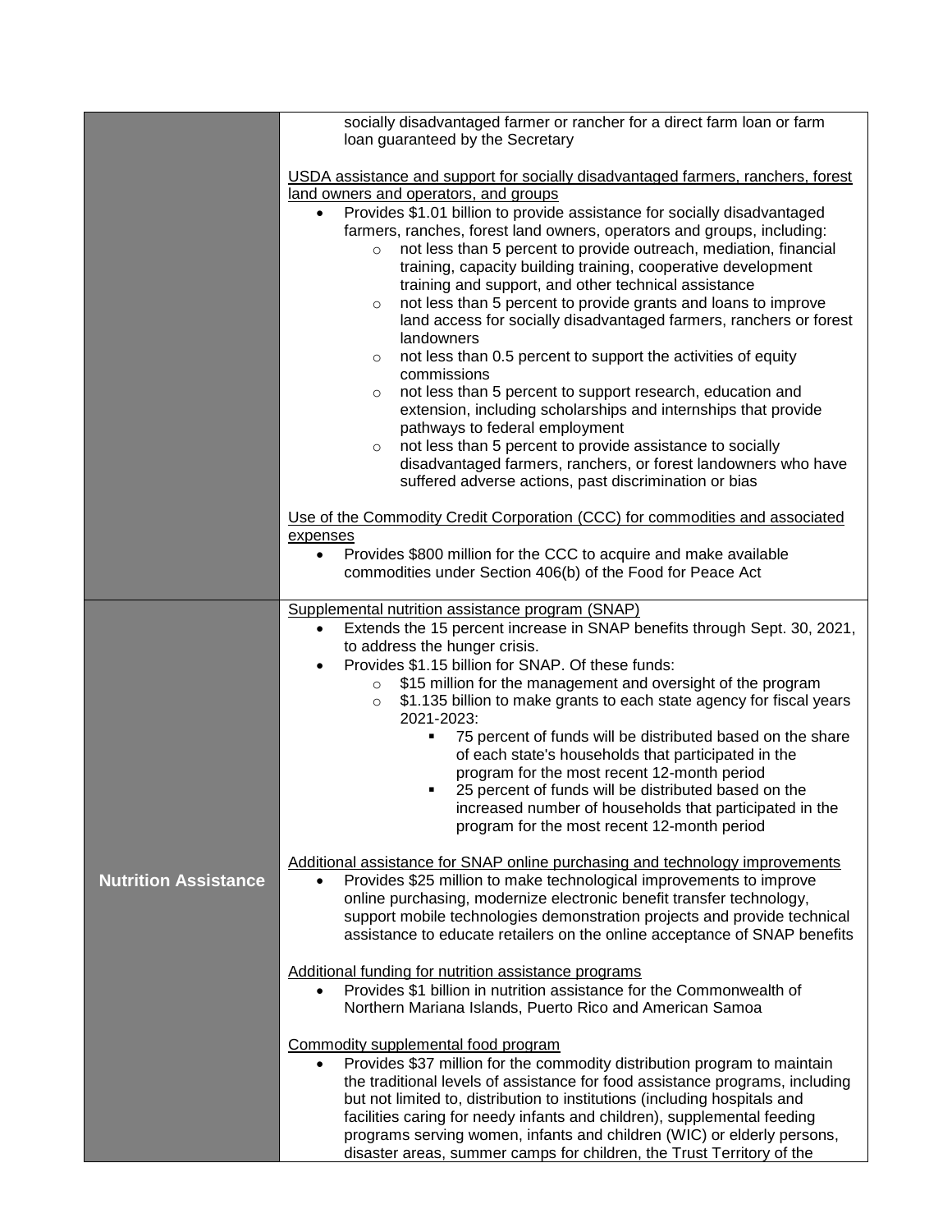| | |
|---|---|
| | socially disadvantaged farmer or rancher for a direct farm loan or farm loan guaranteed by the Secretary<br><br><u>USDA assistance and support for socially disadvantaged farmers, ranchers, forest land owners and operators, and groups</u><br>• Provides $1.01 billion to provide assistance for socially disadvantaged farmers, ranches, forest land owners, operators and groups, including:<br>  ◦ not less than 5 percent to provide outreach, mediation, financial training, capacity building training, cooperative development training and support, and other technical assistance<br>  ◦ not less than 5 percent to provide grants and loans to improve land access for socially disadvantaged farmers, ranchers or forest landowners<br>  ◦ not less than 0.5 percent to support the activities of equity commissions<br>  ◦ not less than 5 percent to support research, education and extension, including scholarships and internships that provide pathways to federal employment<br>  ◦ not less than 5 percent to provide assistance to socially disadvantaged farmers, ranchers, or forest landowners who have suffered adverse actions, past discrimination or bias<br><br><u>Use of the Commodity Credit Corporation (CCC) for commodities and associated expenses</u><br>• Provides $800 million for the CCC to acquire and make available commodities under Section 406(b) of the Food for Peace Act |
| **Nutrition Assistance** | <u>Supplemental nutrition assistance program (SNAP)</u><br>• Extends the 15 percent increase in SNAP benefits through Sept. 30, 2021, to address the hunger crisis.<br>• Provides $1.15 billion for SNAP. Of these funds:<br>  ◦ $15 million for the management and oversight of the program<br>  ◦ $1.135 billion to make grants to each state agency for fiscal years 2021-2023:<br>    ▪ 75 percent of funds will be distributed based on the share of each state's households that participated in the program for the most recent 12-month period<br>    ▪ 25 percent of funds will be distributed based on the increased number of households that participated in the program for the most recent 12-month period<br><br><u>Additional assistance for SNAP online purchasing and technology improvements</u><br>• Provides $25 million to make technological improvements to improve online purchasing, modernize electronic benefit transfer technology, support mobile technologies demonstration projects and provide technical assistance to educate retailers on the online acceptance of SNAP benefits<br><br><u>Additional funding for nutrition assistance programs</u><br>• Provides $1 billion in nutrition assistance for the Commonwealth of Northern Mariana Islands, Puerto Rico and American Samoa<br><br><u>Commodity supplemental food program</u><br>• Provides $37 million for the commodity distribution program to maintain the traditional levels of assistance for food assistance programs, including but not limited to, distribution to institutions (including hospitals and facilities caring for needy infants and children), supplemental feeding programs serving women, infants and children (WIC) or elderly persons, disaster areas, summer camps for children, the Trust Territory of the |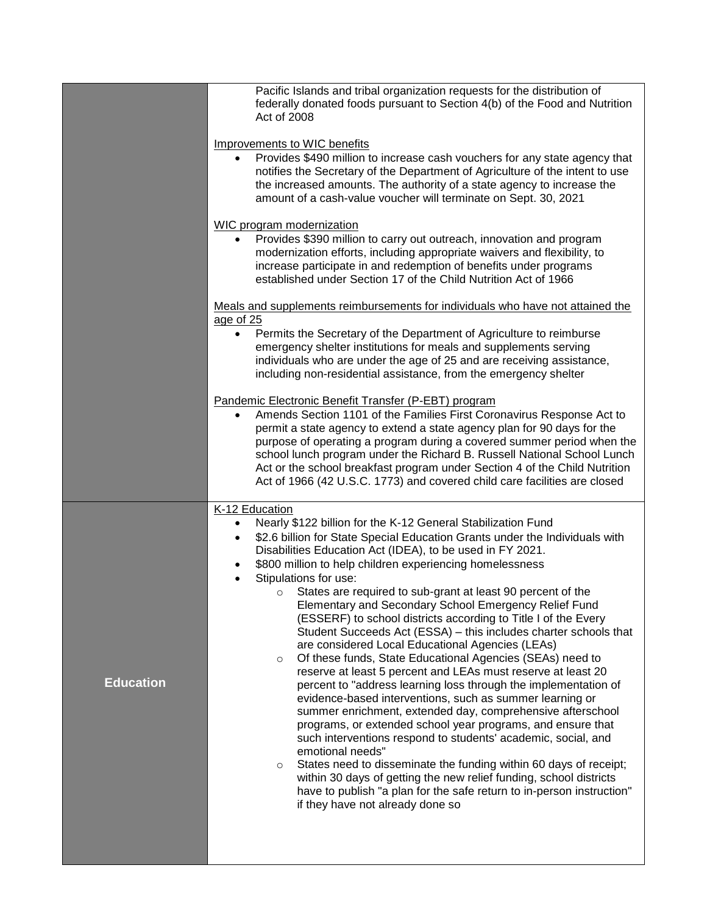| | |
|---|---|
| | Pacific Islands and tribal organization requests for the distribution of federally donated foods pursuant to Section 4(b) of the Food and Nutrition Act of 2008<br><br>Improvements to WIC benefits<br>• Provides $490 million to increase cash vouchers for any state agency that notifies the Secretary of the Department of Agriculture of the intent to use the increased amounts. The authority of a state agency to increase the amount of a cash-value voucher will terminate on Sept. 30, 2021<br><br>WIC program modernization<br>• Provides $390 million to carry out outreach, innovation and program modernization efforts, including appropriate waivers and flexibility, to increase participate in and redemption of benefits under programs established under Section 17 of the Child Nutrition Act of 1966<br><br>Meals and supplements reimbursements for individuals who have not attained the age of 25<br>• Permits the Secretary of the Department of Agriculture to reimburse emergency shelter institutions for meals and supplements serving individuals who are under the age of 25 and are receiving assistance, including non-residential assistance, from the emergency shelter<br><br>Pandemic Electronic Benefit Transfer (P-EBT) program<br>• Amends Section 1101 of the Families First Coronavirus Response Act to permit a state agency to extend a state agency plan for 90 days for the purpose of operating a program during a covered summer period when the school lunch program under the Richard B. Russell National School Lunch Act or the school breakfast program under Section 4 of the Child Nutrition Act of 1966 (42 U.S.C. 1773) and covered child care facilities are closed |
| **Education** | K-12 Education<br>• Nearly $122 billion for the K-12 General Stabilization Fund<br>• $2.6 billion for State Special Education Grants under the Individuals with Disabilities Education Act (IDEA), to be used in FY 2021.<br>• $800 million to help children experiencing homelessness<br>• Stipulations for use:<br>&nbsp;&nbsp;&nbsp;&nbsp;o States are required to sub-grant at least 90 percent of the Elementary and Secondary School Emergency Relief Fund (ESSERF) to school districts according to Title I of the Every Student Succeeds Act (ESSA) – this includes charter schools that are considered Local Educational Agencies (LEAs)<br>&nbsp;&nbsp;&nbsp;&nbsp;o Of these funds, State Educational Agencies (SEAs) need to reserve at least 5 percent and LEAs must reserve at least 20 percent to "address learning loss through the implementation of evidence-based interventions, such as summer learning or summer enrichment, extended day, comprehensive afterschool programs, or extended school year programs, and ensure that such interventions respond to students' academic, social, and emotional needs"<br>&nbsp;&nbsp;&nbsp;&nbsp;o States need to disseminate the funding within 60 days of receipt; within 30 days of getting the new relief funding, school districts have to publish "a plan for the safe return to in-person instruction" if they have not already done so |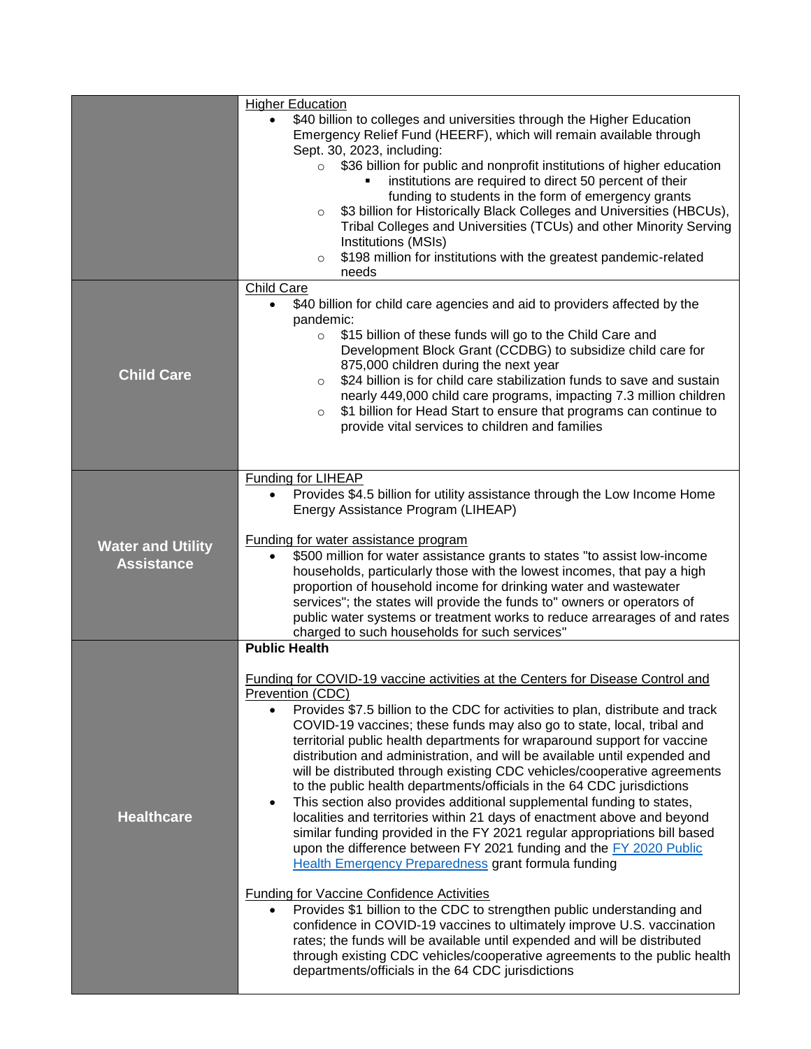| | |
|---|---|
| | <u>Higher Education</u><br>• $40 billion to colleges and universities through the Higher Education Emergency Relief Fund (HEERF), which will remain available through Sept. 30, 2023, including:<br>  ○ $36 billion for public and nonprofit institutions of higher education<br>    ▪ institutions are required to direct 50 percent of their funding to students in the form of emergency grants<br>  ○ $3 billion for Historically Black Colleges and Universities (HBCUs), Tribal Colleges and Universities (TCUs) and other Minority Serving Institutions (MSIs)<br>  ○ $198 million for institutions with the greatest pandemic-related needs |
| **Child Care** | <u>Child Care</u><br>• $40 billion for child care agencies and aid to providers affected by the pandemic:<br>  ○ $15 billion of these funds will go to the Child Care and Development Block Grant (CCDBG) to subsidize child care for 875,000 children during the next year<br>  ○ $24 billion is for child care stabilization funds to save and sustain nearly 449,000 child care programs, impacting 7.3 million children<br>  ○ $1 billion for Head Start to ensure that programs can continue to provide vital services to children and families |
| **Water and Utility Assistance** | <u>Funding for LIHEAP</u><br>• Provides $4.5 billion for utility assistance through the Low Income Home Energy Assistance Program (LIHEAP)<br><br><u>Funding for water assistance program</u><br>• $500 million for water assistance grants to states "to assist low-income households, particularly those with the lowest incomes, that pay a high proportion of household income for drinking water and wastewater services"; the states will provide the funds to" owners or operators of public water systems or treatment works to reduce arrearages of and rates charged to such households for such services" |
| **Healthcare** | **Public Health**<br><br><u>Funding for COVID-19 vaccine activities at the Centers for Disease Control and Prevention (CDC)</u><br>• Provides $7.5 billion to the CDC for activities to plan, distribute and track COVID-19 vaccines; these funds may also go to state, local, tribal and territorial public health departments for wraparound support for vaccine distribution and administration, and will be available until expended and will be distributed through existing CDC vehicles/cooperative agreements to the public health departments/officials in the 64 CDC jurisdictions<br>• This section also provides additional supplemental funding to states, localities and territories within 21 days of enactment above and beyond similar funding provided in the FY 2021 regular appropriations bill based upon the difference between FY 2021 funding and the FY 2020 Public Health Emergency Preparedness grant formula funding<br><br><u>Funding for Vaccine Confidence Activities</u><br>• Provides $1 billion to the CDC to strengthen public understanding and confidence in COVID-19 vaccines to ultimately improve U.S. vaccination rates; the funds will be available until expended and will be distributed through existing CDC vehicles/cooperative agreements to the public health departments/officials in the 64 CDC jurisdictions |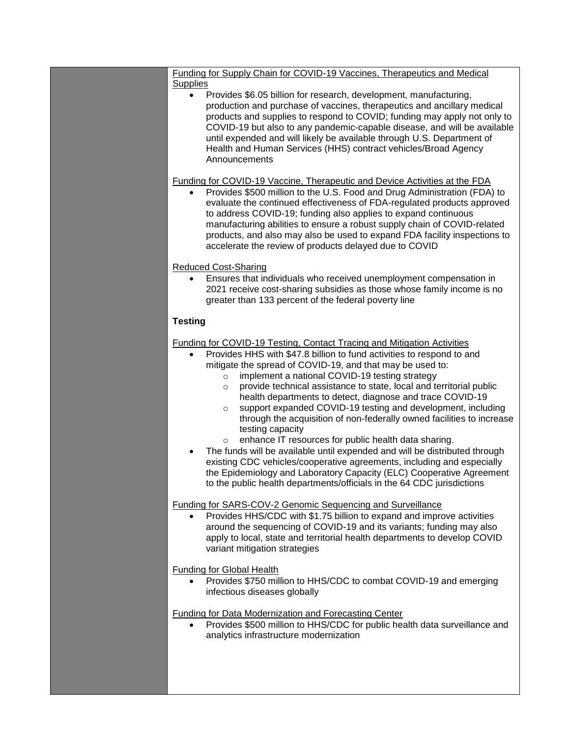Funding for Supply Chain for COVID-19 Vaccines, Therapeutics and Medical Supplies

- Provides $6.05 billion for research, development, manufacturing, production and purchase of vaccines, therapeutics and ancillary medical products and supplies to respond to COVID; funding may apply not only to COVID-19 but also to any pandemic-capable disease, and will be available until expended and will likely be available through U.S. Department of Health and Human Services (HHS) contract vehicles/Broad Agency Announcements

Funding for COVID-19 Vaccine, Therapeutic and Device Activities at the FDA

- Provides $500 million to the U.S. Food and Drug Administration (FDA) to evaluate the continued effectiveness of FDA-regulated products approved to address COVID-19; funding also applies to expand continuous manufacturing abilities to ensure a robust supply chain of COVID-related products, and also may also be used to expand FDA facility inspections to accelerate the review of products delayed due to COVID

Reduced Cost-Sharing

- Ensures that individuals who received unemployment compensation in 2021 receive cost-sharing subsidies as those whose family income is no greater than 133 percent of the federal poverty line

**Testing**

Funding for COVID-19 Testing, Contact Tracing and Mitigation Activities

- Provides HHS with $47.8 billion to fund activities to respond to and mitigate the spread of COVID-19, and that may be used to:
  - implement a national COVID-19 testing strategy
  - provide technical assistance to state, local and territorial public health departments to detect, diagnose and trace COVID-19
  - support expanded COVID-19 testing and development, including through the acquisition of non-federally owned facilities to increase testing capacity
  - enhance IT resources for public health data sharing.
- The funds will be available until expended and will be distributed through existing CDC vehicles/cooperative agreements, including and especially the Epidemiology and Laboratory Capacity (ELC) Cooperative Agreement to the public health departments/officials in the 64 CDC jurisdictions

Funding for SARS-COV-2 Genomic Sequencing and Surveillance

- Provides HHS/CDC with $1.75 billion to expand and improve activities around the sequencing of COVID-19 and its variants; funding may also apply to local, state and territorial health departments to develop COVID variant mitigation strategies

Funding for Global Health

- Provides $750 million to HHS/CDC to combat COVID-19 and emerging infectious diseases globally

Funding for Data Modernization and Forecasting Center

- Provides $500 million to HHS/CDC for public health data surveillance and analytics infrastructure modernization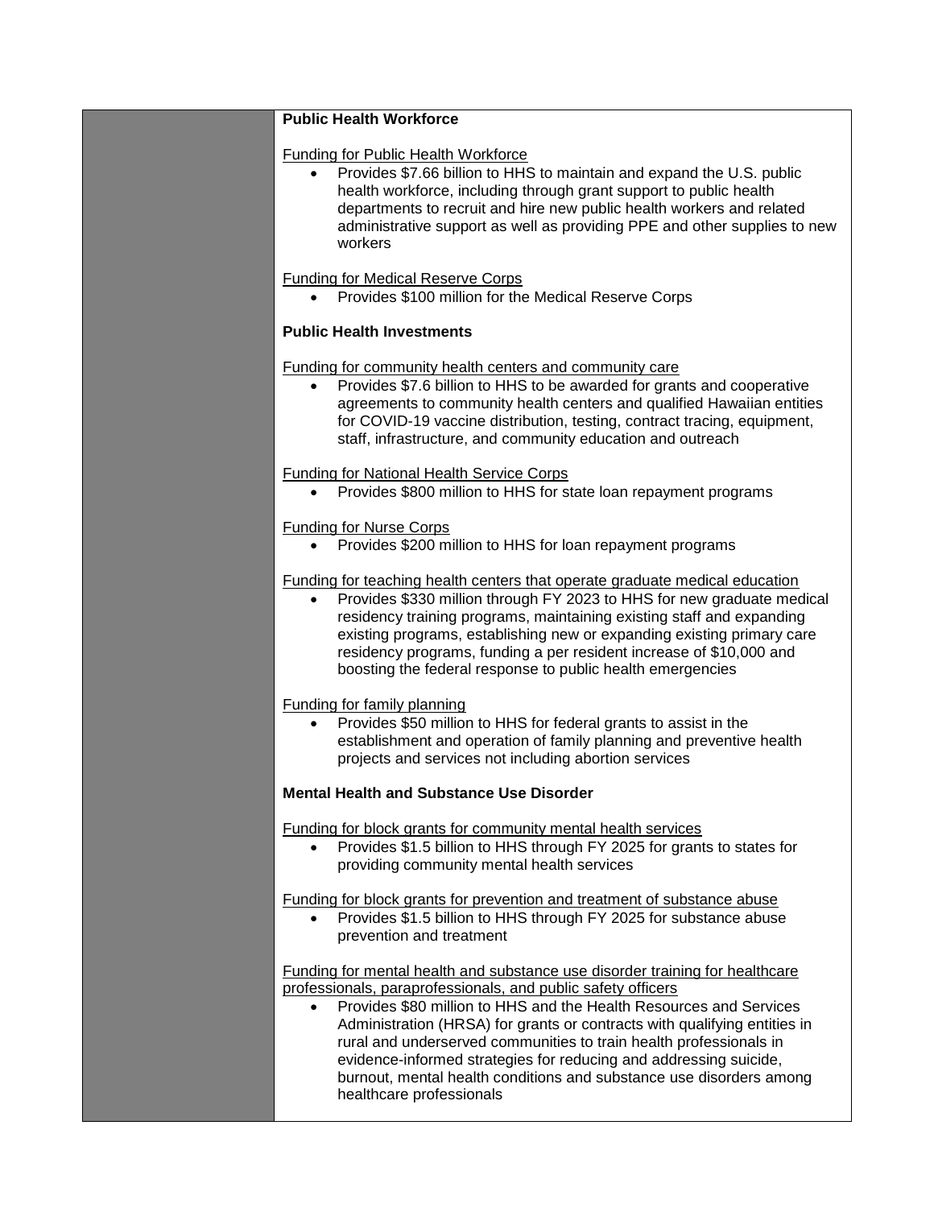**Public Health Workforce**

Funding for Public Health Workforce

- Provides $7.66 billion to HHS to maintain and expand the U.S. public health workforce, including through grant support to public health departments to recruit and hire new public health workers and related administrative support as well as providing PPE and other supplies to new workers

Funding for Medical Reserve Corps

- Provides $100 million for the Medical Reserve Corps

**Public Health Investments**

Funding for community health centers and community care

- Provides $7.6 billion to HHS to be awarded for grants and cooperative agreements to community health centers and qualified Hawaiian entities for COVID-19 vaccine distribution, testing, contract tracing, equipment, staff, infrastructure, and community education and outreach

Funding for National Health Service Corps

- Provides $800 million to HHS for state loan repayment programs

Funding for Nurse Corps

- Provides $200 million to HHS for loan repayment programs

Funding for teaching health centers that operate graduate medical education

- Provides $330 million through FY 2023 to HHS for new graduate medical residency training programs, maintaining existing staff and expanding existing programs, establishing new or expanding existing primary care residency programs, funding a per resident increase of $10,000 and boosting the federal response to public health emergencies

Funding for family planning

- Provides $50 million to HHS for federal grants to assist in the establishment and operation of family planning and preventive health projects and services not including abortion services

**Mental Health and Substance Use Disorder**

Funding for block grants for community mental health services

- Provides $1.5 billion to HHS through FY 2025 for grants to states for providing community mental health services

Funding for block grants for prevention and treatment of substance abuse

- Provides $1.5 billion to HHS through FY 2025 for substance abuse prevention and treatment

Funding for mental health and substance use disorder training for healthcare professionals, paraprofessionals, and public safety officers

- Provides $80 million to HHS and the Health Resources and Services Administration (HRSA) for grants or contracts with qualifying entities in rural and underserved communities to train health professionals in evidence-informed strategies for reducing and addressing suicide, burnout, mental health conditions and substance use disorders among healthcare professionals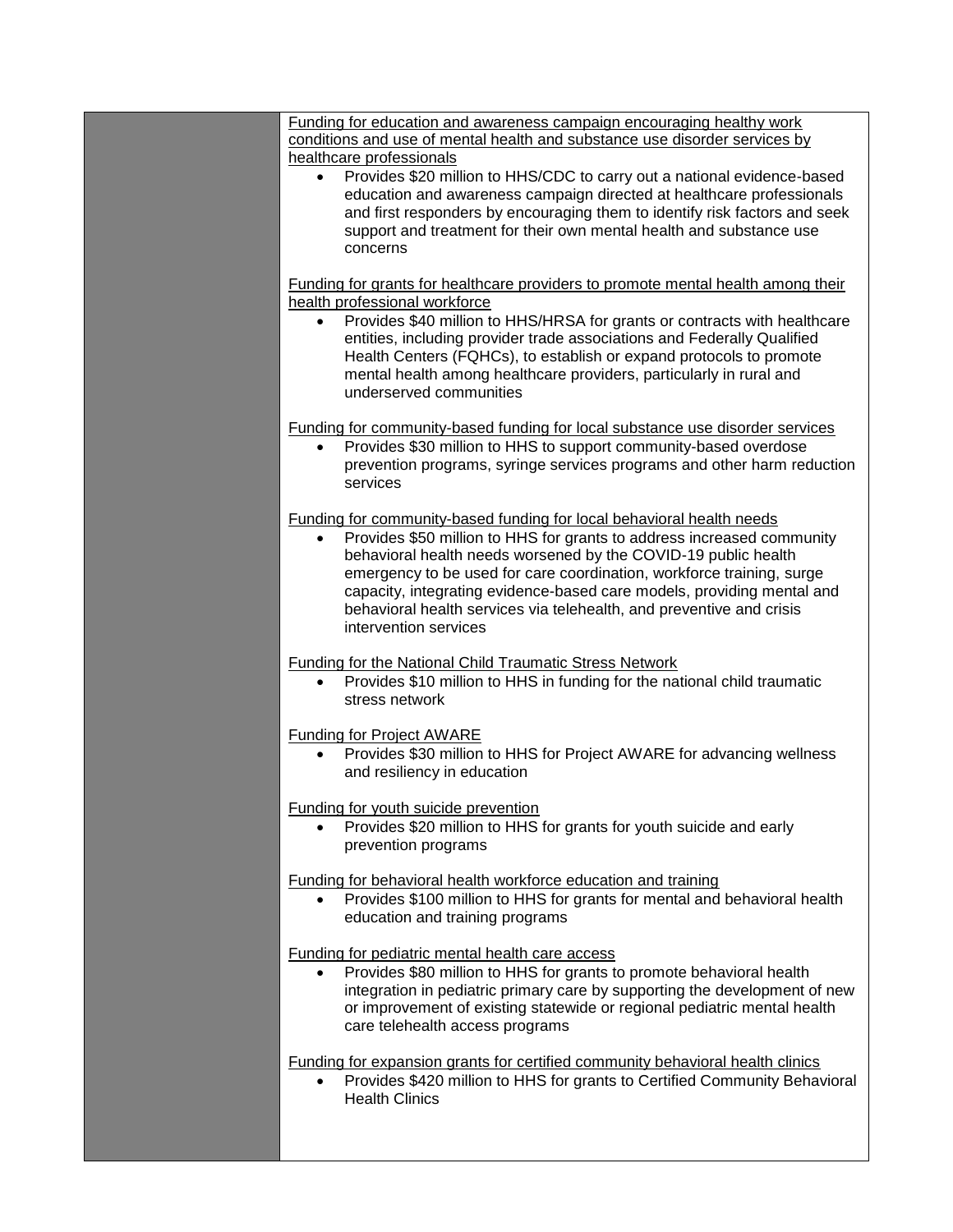| | |
|---|---|
| | <u>Funding for education and awareness campaign encouraging healthy work conditions and use of mental health and substance use disorder services by healthcare professionals</u><br>• Provides $20 million to HHS/CDC to carry out a national evidence-based education and awareness campaign directed at healthcare professionals and first responders by encouraging them to identify risk factors and seek support and treatment for their own mental health and substance use concerns<br><br><u>Funding for grants for healthcare providers to promote mental health among their health professional workforce</u><br>• Provides $40 million to HHS/HRSA for grants or contracts with healthcare entities, including provider trade associations and Federally Qualified Health Centers (FQHCs), to establish or expand protocols to promote mental health among healthcare providers, particularly in rural and underserved communities<br><br><u>Funding for community-based funding for local substance use disorder services</u><br>• Provides $30 million to HHS to support community-based overdose prevention programs, syringe services programs and other harm reduction services<br><br><u>Funding for community-based funding for local behavioral health needs</u><br>• Provides $50 million to HHS for grants to address increased community behavioral health needs worsened by the COVID-19 public health emergency to be used for care coordination, workforce training, surge capacity, integrating evidence-based care models, providing mental and behavioral health services via telehealth, and preventive and crisis intervention services<br><br><u>Funding for the National Child Traumatic Stress Network</u><br>• Provides $10 million to HHS in funding for the national child traumatic stress network<br><br><u>Funding for Project AWARE</u><br>• Provides $30 million to HHS for Project AWARE for advancing wellness and resiliency in education<br><br><u>Funding for youth suicide prevention</u><br>• Provides $20 million to HHS for grants for youth suicide and early prevention programs<br><br><u>Funding for behavioral health workforce education and training</u><br>• Provides $100 million to HHS for grants for mental and behavioral health education and training programs<br><br><u>Funding for pediatric mental health care access</u><br>• Provides $80 million to HHS for grants to promote behavioral health integration in pediatric primary care by supporting the development of new or improvement of existing statewide or regional pediatric mental health care telehealth access programs<br><br><u>Funding for expansion grants for certified community behavioral health clinics</u><br>• Provides $420 million to HHS for grants to Certified Community Behavioral Health Clinics |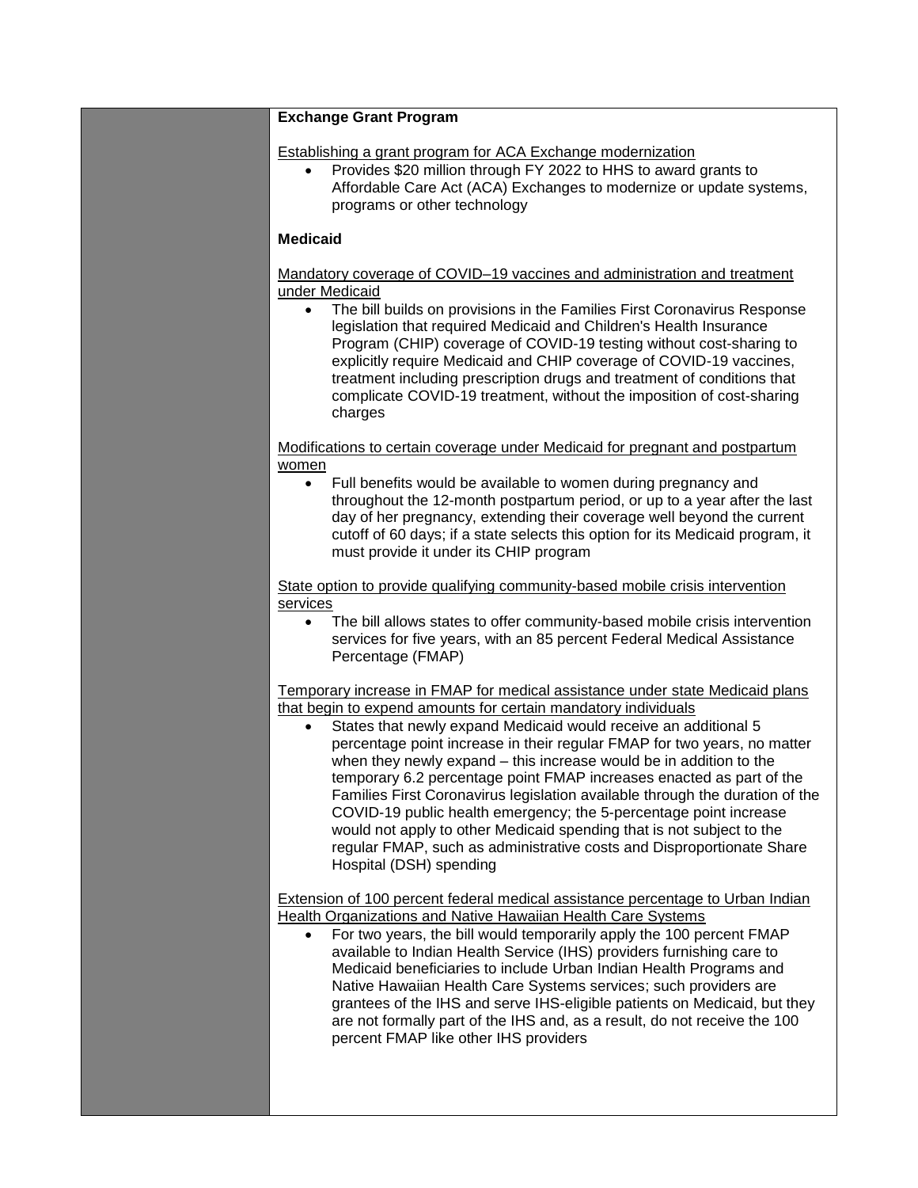**Exchange Grant Program**

Establishing a grant program for ACA Exchange modernization

- Provides $20 million through FY 2022 to HHS to award grants to Affordable Care Act (ACA) Exchanges to modernize or update systems, programs or other technology

**Medicaid**

Mandatory coverage of COVID–19 vaccines and administration and treatment under Medicaid

- The bill builds on provisions in the Families First Coronavirus Response legislation that required Medicaid and Children's Health Insurance Program (CHIP) coverage of COVID-19 testing without cost-sharing to explicitly require Medicaid and CHIP coverage of COVID-19 vaccines, treatment including prescription drugs and treatment of conditions that complicate COVID-19 treatment, without the imposition of cost-sharing charges

Modifications to certain coverage under Medicaid for pregnant and postpartum women

- Full benefits would be available to women during pregnancy and throughout the 12-month postpartum period, or up to a year after the last day of her pregnancy, extending their coverage well beyond the current cutoff of 60 days; if a state selects this option for its Medicaid program, it must provide it under its CHIP program

State option to provide qualifying community-based mobile crisis intervention services

- The bill allows states to offer community-based mobile crisis intervention services for five years, with an 85 percent Federal Medical Assistance Percentage (FMAP)

Temporary increase in FMAP for medical assistance under state Medicaid plans that begin to expend amounts for certain mandatory individuals

- States that newly expand Medicaid would receive an additional 5 percentage point increase in their regular FMAP for two years, no matter when they newly expand – this increase would be in addition to the temporary 6.2 percentage point FMAP increases enacted as part of the Families First Coronavirus legislation available through the duration of the COVID-19 public health emergency; the 5-percentage point increase would not apply to other Medicaid spending that is not subject to the regular FMAP, such as administrative costs and Disproportionate Share Hospital (DSH) spending

Extension of 100 percent federal medical assistance percentage to Urban Indian Health Organizations and Native Hawaiian Health Care Systems

- For two years, the bill would temporarily apply the 100 percent FMAP available to Indian Health Service (IHS) providers furnishing care to Medicaid beneficiaries to include Urban Indian Health Programs and Native Hawaiian Health Care Systems services; such providers are grantees of the IHS and serve IHS-eligible patients on Medicaid, but they are not formally part of the IHS and, as a result, do not receive the 100 percent FMAP like other IHS providers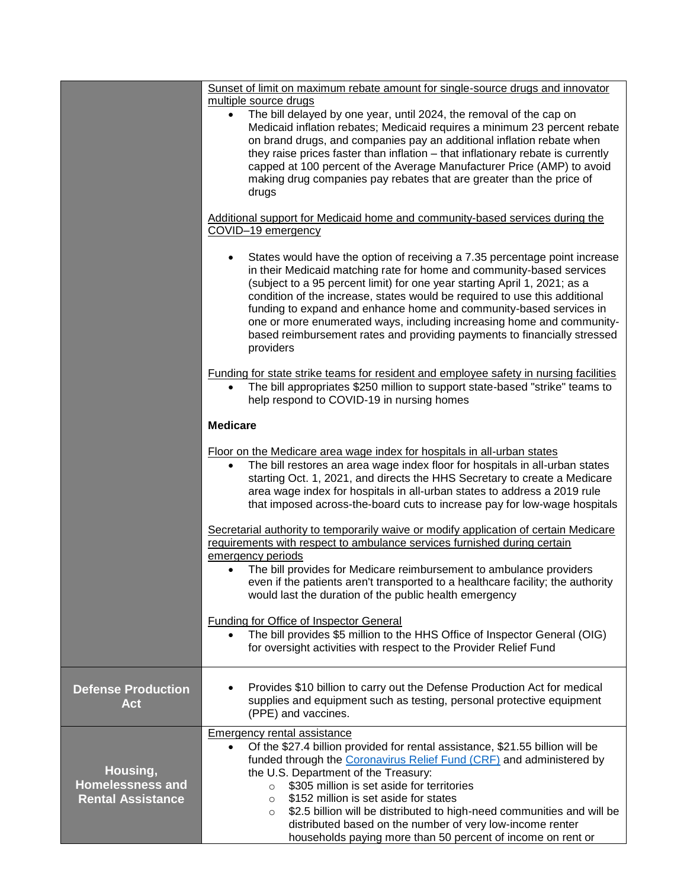| | |
|---|---|
| | <u>Sunset of limit on maximum rebate amount for single-source drugs and innovator multiple source drugs</u><br>• The bill delayed by one year, until 2024, the removal of the cap on Medicaid inflation rebates; Medicaid requires a minimum 23 percent rebate on brand drugs, and companies pay an additional inflation rebate when they raise prices faster than inflation – that inflationary rebate is currently capped at 100 percent of the Average Manufacturer Price (AMP) to avoid making drug companies pay rebates that are greater than the price of drugs<br><br><u>Additional support for Medicaid home and community-based services during the COVID–19 emergency</u><br>• States would have the option of receiving a 7.35 percentage point increase in their Medicaid matching rate for home and community-based services (subject to a 95 percent limit) for one year starting April 1, 2021; as a condition of the increase, states would be required to use this additional funding to expand and enhance home and community-based services in one or more enumerated ways, including increasing home and community-based reimbursement rates and providing payments to financially stressed providers<br><br><u>Funding for state strike teams for resident and employee safety in nursing facilities</u><br>• The bill appropriates $250 million to support state-based "strike" teams to help respond to COVID-19 in nursing homes<br><br>**Medicare**<br><br><u>Floor on the Medicare area wage index for hospitals in all-urban states</u><br>• The bill restores an area wage index floor for hospitals in all-urban states starting Oct. 1, 2021, and directs the HHS Secretary to create a Medicare area wage index for hospitals in all-urban states to address a 2019 rule that imposed across-the-board cuts to increase pay for low-wage hospitals<br><br><u>Secretarial authority to temporarily waive or modify application of certain Medicare requirements with respect to ambulance services furnished during certain emergency periods</u><br>• The bill provides for Medicare reimbursement to ambulance providers even if the patients aren't transported to a healthcare facility; the authority would last the duration of the public health emergency<br><br><u>Funding for Office of Inspector General</u><br>• The bill provides $5 million to the HHS Office of Inspector General (OIG) for oversight activities with respect to the Provider Relief Fund |
| **Defense Production Act** | • Provides $10 billion to carry out the Defense Production Act for medical supplies and equipment such as testing, personal protective equipment (PPE) and vaccines. |
| **Housing, Homelessness and Rental Assistance** | <u>Emergency rental assistance</u><br>• Of the $27.4 billion provided for rental assistance, $21.55 billion will be funded through the [Coronavirus Relief Fund (CRF)]() and administered by the U.S. Department of the Treasury:<br>  ○ $305 million is set aside for territories<br>  ○ $152 million is set aside for states<br>  ○ $2.5 billion will be distributed to high-need communities and will be distributed based on the number of very low-income renter households paying more than 50 percent of income on rent or |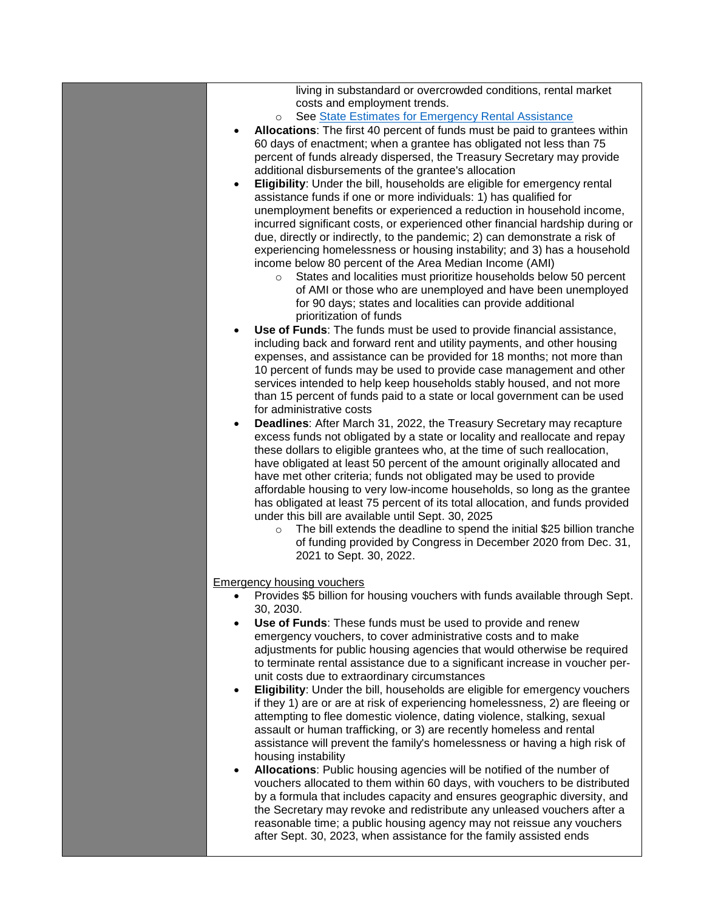- living in substandard or overcrowded conditions, rental market costs and employment trends.
  - See [State Estimates for Emergency Rental Assistance]()
- **Allocations**: The first 40 percent of funds must be paid to grantees within 60 days of enactment; when a grantee has obligated not less than 75 percent of funds already dispersed, the Treasury Secretary may provide additional disbursements of the grantee's allocation
- **Eligibility**: Under the bill, households are eligible for emergency rental assistance funds if one or more individuals: 1) has qualified for unemployment benefits or experienced a reduction in household income, incurred significant costs, or experienced other financial hardship during or due, directly or indirectly, to the pandemic; 2) can demonstrate a risk of experiencing homelessness or housing instability; and 3) has a household income below 80 percent of the Area Median Income (AMI)
  - States and localities must prioritize households below 50 percent of AMI or those who are unemployed and have been unemployed for 90 days; states and localities can provide additional prioritization of funds
- **Use of Funds**: The funds must be used to provide financial assistance, including back and forward rent and utility payments, and other housing expenses, and assistance can be provided for 18 months; not more than 10 percent of funds may be used to provide case management and other services intended to help keep households stably housed, and not more than 15 percent of funds paid to a state or local government can be used for administrative costs
- **Deadlines**: After March 31, 2022, the Treasury Secretary may recapture excess funds not obligated by a state or locality and reallocate and repay these dollars to eligible grantees who, at the time of such reallocation, have obligated at least 50 percent of the amount originally allocated and have met other criteria; funds not obligated may be used to provide affordable housing to very low-income households, so long as the grantee has obligated at least 75 percent of its total allocation, and funds provided under this bill are available until Sept. 30, 2025
  - The bill extends the deadline to spend the initial $25 billion tranche of funding provided by Congress in December 2020 from Dec. 31, 2021 to Sept. 30, 2022.

Emergency housing vouchers

- Provides $5 billion for housing vouchers with funds available through Sept. 30, 2030.
- **Use of Funds**: These funds must be used to provide and renew emergency vouchers, to cover administrative costs and to make adjustments for public housing agencies that would otherwise be required to terminate rental assistance due to a significant increase in voucher per-unit costs due to extraordinary circumstances
- **Eligibility**: Under the bill, households are eligible for emergency vouchers if they 1) are or are at risk of experiencing homelessness, 2) are fleeing or attempting to flee domestic violence, dating violence, stalking, sexual assault or human trafficking, or 3) are recently homeless and rental assistance will prevent the family's homelessness or having a high risk of housing instability
- **Allocations**: Public housing agencies will be notified of the number of vouchers allocated to them within 60 days, with vouchers to be distributed by a formula that includes capacity and ensures geographic diversity, and the Secretary may revoke and redistribute any unleased vouchers after a reasonable time; a public housing agency may not reissue any vouchers after Sept. 30, 2023, when assistance for the family assisted ends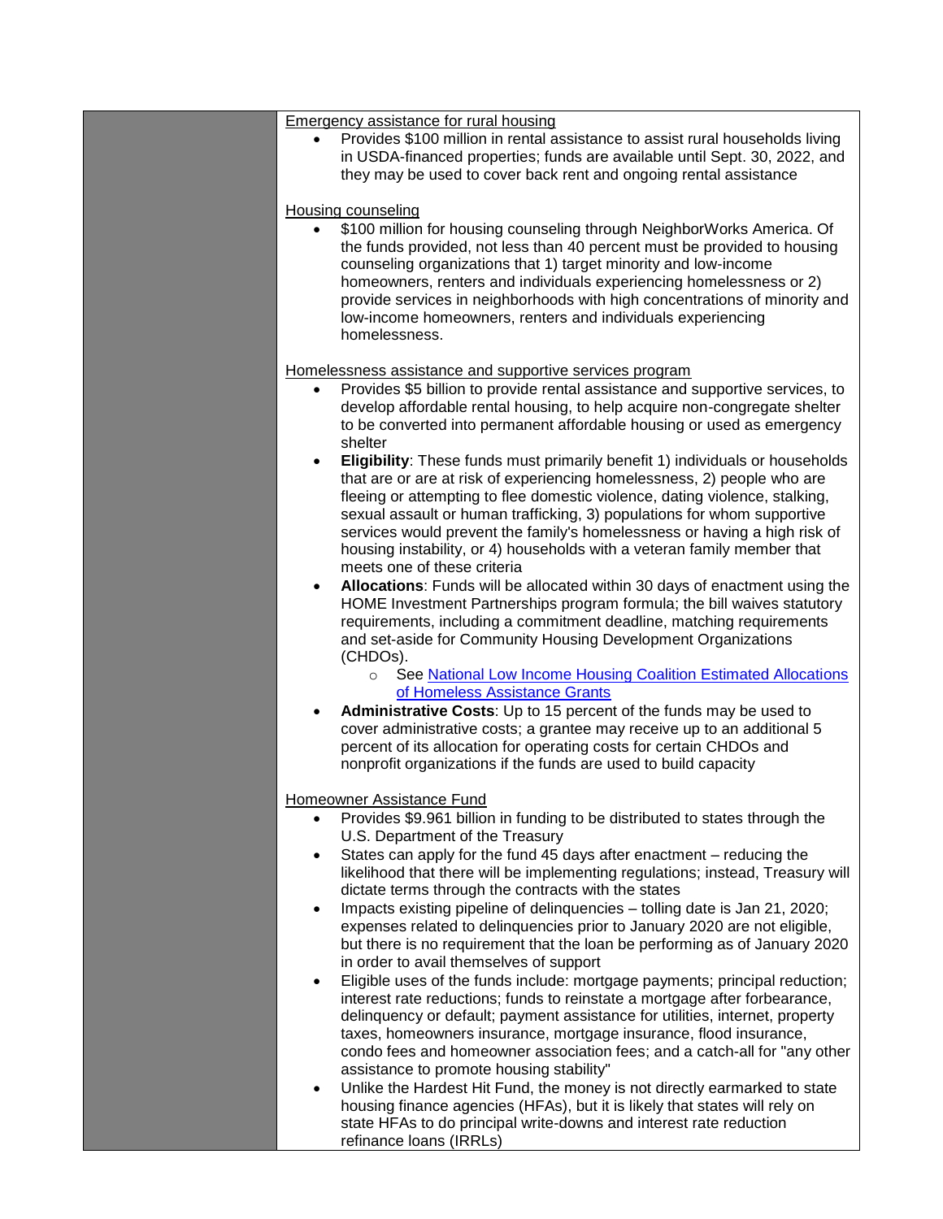| | |
|---|---|
| | Emergency assistance for rural housing<br>• Provides \$100 million in rental assistance to assist rural households living in USDA-financed properties; funds are available until Sept. 30, 2022, and they may be used to cover back rent and ongoing rental assistance<br><br>Housing counseling<br>• \$100 million for housing counseling through NeighborWorks America. Of the funds provided, not less than 40 percent must be provided to housing counseling organizations that 1) target minority and low-income homeowners, renters and individuals experiencing homelessness or 2) provide services in neighborhoods with high concentrations of minority and low-income homeowners, renters and individuals experiencing homelessness.<br><br>Homelessness assistance and supportive services program<br>• Provides \$5 billion to provide rental assistance and supportive services, to develop affordable rental housing, to help acquire non-congregate shelter to be converted into permanent affordable housing or used as emergency shelter<br>• **Eligibility**: These funds must primarily benefit 1) individuals or households that are or are at risk of experiencing homelessness, 2) people who are fleeing or attempting to flee domestic violence, dating violence, stalking, sexual assault or human trafficking, 3) populations for whom supportive services would prevent the family's homelessness or having a high risk of housing instability, or 4) households with a veteran family member that meets one of these criteria<br>• **Allocations**: Funds will be allocated within 30 days of enactment using the HOME Investment Partnerships program formula; the bill waives statutory requirements, including a commitment deadline, matching requirements and set-aside for Community Housing Development Organizations (CHDOs).<br>&nbsp;&nbsp;&nbsp;&nbsp;○ See [National Low Income Housing Coalition Estimated Allocations of Homeless Assistance Grants]()<br>• **Administrative Costs**: Up to 15 percent of the funds may be used to cover administrative costs; a grantee may receive up to an additional 5 percent of its allocation for operating costs for certain CHDOs and nonprofit organizations if the funds are used to build capacity<br><br>Homeowner Assistance Fund<br>• Provides \$9.961 billion in funding to be distributed to states through the U.S. Department of the Treasury<br>• States can apply for the fund 45 days after enactment – reducing the likelihood that there will be implementing regulations; instead, Treasury will dictate terms through the contracts with the states<br>• Impacts existing pipeline of delinquencies – tolling date is Jan 21, 2020; expenses related to delinquencies prior to January 2020 are not eligible, but there is no requirement that the loan be performing as of January 2020 in order to avail themselves of support<br>• Eligible uses of the funds include: mortgage payments; principal reduction; interest rate reductions; funds to reinstate a mortgage after forbearance, delinquency or default; payment assistance for utilities, internet, property taxes, homeowners insurance, mortgage insurance, flood insurance, condo fees and homeowner association fees; and a catch-all for "any other assistance to promote housing stability"<br>• Unlike the Hardest Hit Fund, the money is not directly earmarked to state housing finance agencies (HFAs), but it is likely that states will rely on state HFAs to do principal write-downs and interest rate reduction refinance loans (IRRLs) |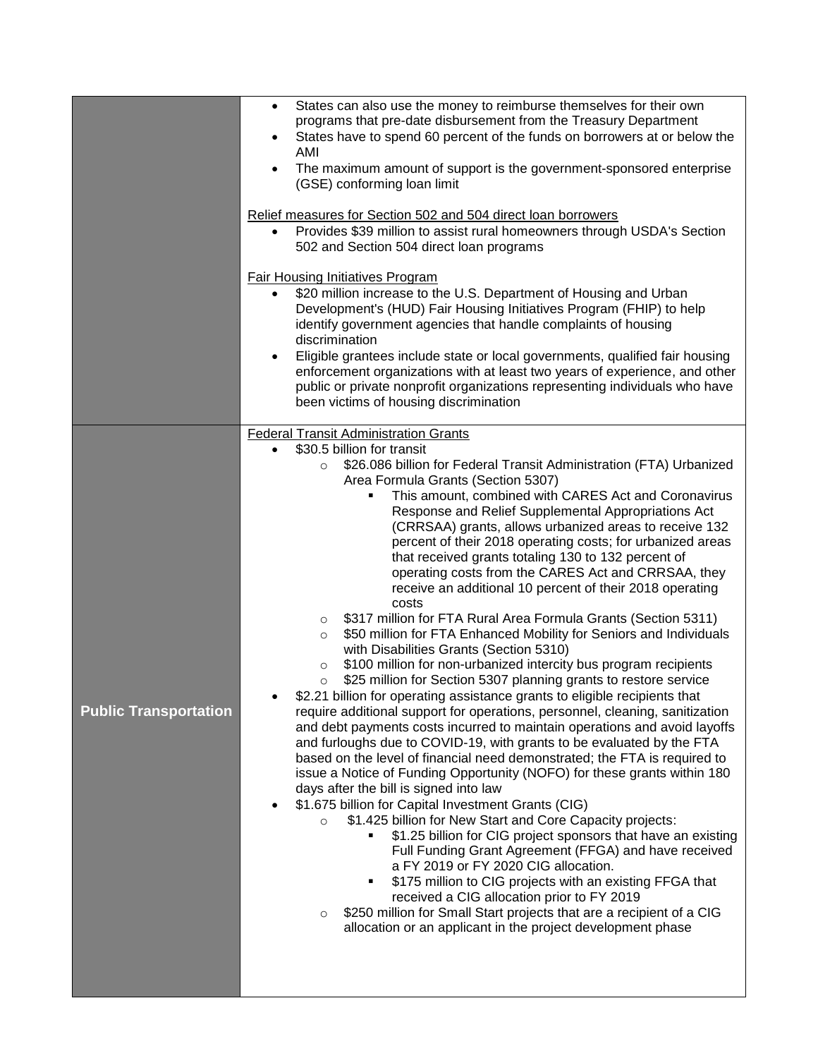| | |
|---|---|
| | • States can also use the money to reimburse themselves for their own programs that pre-date disbursement from the Treasury Department<br>• States have to spend 60 percent of the funds on borrowers at or below the AMI<br>• The maximum amount of support is the government-sponsored enterprise (GSE) conforming loan limit<br><br><u>Relief measures for Section 502 and 504 direct loan borrowers</u><br>• Provides $39 million to assist rural homeowners through USDA's Section 502 and Section 504 direct loan programs<br><br><u>Fair Housing Initiatives Program</u><br>• $20 million increase to the U.S. Department of Housing and Urban Development's (HUD) Fair Housing Initiatives Program (FHIP) to help identify government agencies that handle complaints of housing discrimination<br>• Eligible grantees include state or local governments, qualified fair housing enforcement organizations with at least two years of experience, and other public or private nonprofit organizations representing individuals who have been victims of housing discrimination |
| **Public Transportation** | <u>Federal Transit Administration Grants</u><br>• $30.5 billion for transit<br>&nbsp;&nbsp;&nbsp;&nbsp;○ $26.086 billion for Federal Transit Administration (FTA) Urbanized Area Formula Grants (Section 5307)<br>&nbsp;&nbsp;&nbsp;&nbsp;&nbsp;&nbsp;&nbsp;&nbsp;▪ This amount, combined with CARES Act and Coronavirus Response and Relief Supplemental Appropriations Act (CRRSAA) grants, allows urbanized areas to receive 132 percent of their 2018 operating costs; for urbanized areas that received grants totaling 130 to 132 percent of operating costs from the CARES Act and CRRSAA, they receive an additional 10 percent of their 2018 operating costs<br>&nbsp;&nbsp;&nbsp;&nbsp;○ $317 million for FTA Rural Area Formula Grants (Section 5311)<br>&nbsp;&nbsp;&nbsp;&nbsp;○ $50 million for FTA Enhanced Mobility for Seniors and Individuals with Disabilities Grants (Section 5310)<br>&nbsp;&nbsp;&nbsp;&nbsp;○ $100 million for non-urbanized intercity bus program recipients<br>&nbsp;&nbsp;&nbsp;&nbsp;○ $25 million for Section 5307 planning grants to restore service<br>• $2.21 billion for operating assistance grants to eligible recipients that require additional support for operations, personnel, cleaning, sanitization and debt payments costs incurred to maintain operations and avoid layoffs and furloughs due to COVID-19, with grants to be evaluated by the FTA based on the level of financial need demonstrated; the FTA is required to issue a Notice of Funding Opportunity (NOFO) for these grants within 180 days after the bill is signed into law<br>• $1.675 billion for Capital Investment Grants (CIG)<br>&nbsp;&nbsp;&nbsp;&nbsp;○ $1.425 billion for New Start and Core Capacity projects:<br>&nbsp;&nbsp;&nbsp;&nbsp;&nbsp;&nbsp;&nbsp;&nbsp;▪ $1.25 billion for CIG project sponsors that have an existing Full Funding Grant Agreement (FFGA) and have received a FY 2019 or FY 2020 CIG allocation.<br>&nbsp;&nbsp;&nbsp;&nbsp;&nbsp;&nbsp;&nbsp;&nbsp;▪ $175 million to CIG projects with an existing FFGA that received a CIG allocation prior to FY 2019<br>&nbsp;&nbsp;&nbsp;&nbsp;○ $250 million for Small Start projects that are a recipient of a CIG allocation or an applicant in the project development phase |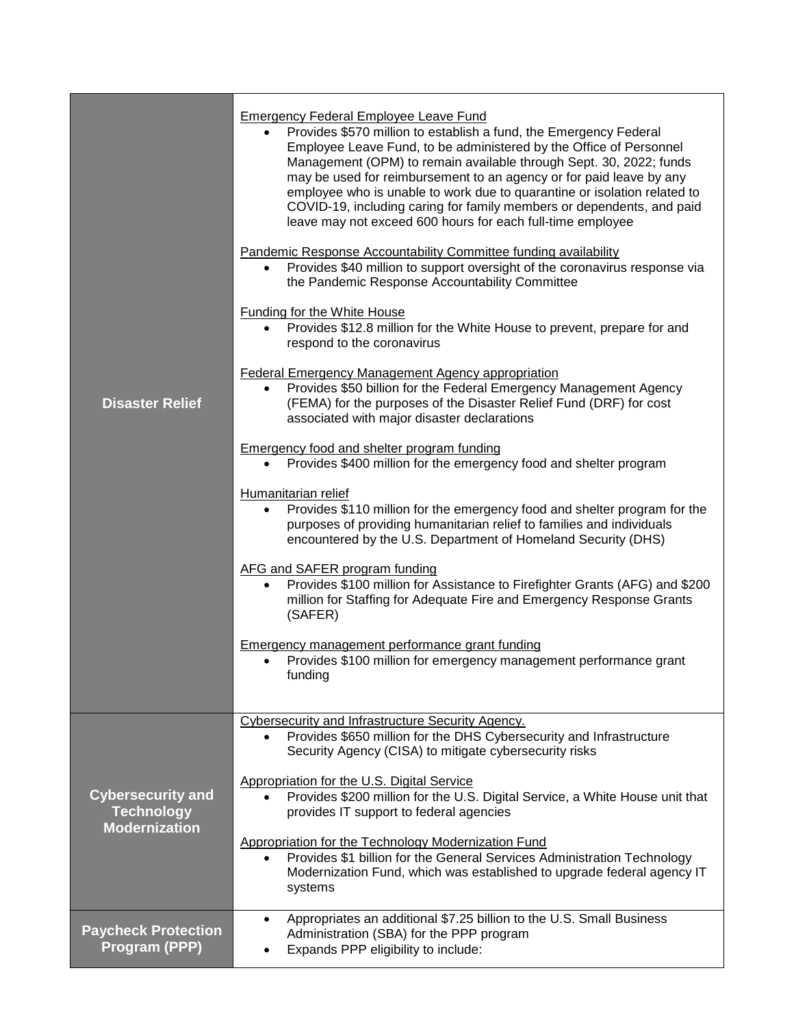| | |
|---|---|
| **Disaster Relief** | <u>Emergency Federal Employee Leave Fund</u><br>• Provides $570 million to establish a fund, the Emergency Federal Employee Leave Fund, to be administered by the Office of Personnel Management (OPM) to remain available through Sept. 30, 2022; funds may be used for reimbursement to an agency or for paid leave by any employee who is unable to work due to quarantine or isolation related to COVID-19, including caring for family members or dependents, and paid leave may not exceed 600 hours for each full-time employee<br><br><u>Pandemic Response Accountability Committee funding availability</u><br>• Provides $40 million to support oversight of the coronavirus response via the Pandemic Response Accountability Committee<br><br><u>Funding for the White House</u><br>• Provides $12.8 million for the White House to prevent, prepare for and respond to the coronavirus<br><br><u>Federal Emergency Management Agency appropriation</u><br>• Provides $50 billion for the Federal Emergency Management Agency (FEMA) for the purposes of the Disaster Relief Fund (DRF) for cost associated with major disaster declarations<br><br><u>Emergency food and shelter program funding</u><br>• Provides $400 million for the emergency food and shelter program<br><br><u>Humanitarian relief</u><br>• Provides $110 million for the emergency food and shelter program for the purposes of providing humanitarian relief to families and individuals encountered by the U.S. Department of Homeland Security (DHS)<br><br><u>AFG and SAFER program funding</u><br>• Provides $100 million for Assistance to Firefighter Grants (AFG) and $200 million for Staffing for Adequate Fire and Emergency Response Grants (SAFER)<br><br><u>Emergency management performance grant funding</u><br>• Provides $100 million for emergency management performance grant funding |
| **Cybersecurity and Technology Modernization** | <u>Cybersecurity and Infrastructure Security Agency.</u><br>• Provides $650 million for the DHS Cybersecurity and Infrastructure Security Agency (CISA) to mitigate cybersecurity risks<br><br><u>Appropriation for the U.S. Digital Service</u><br>• Provides $200 million for the U.S. Digital Service, a White House unit that provides IT support to federal agencies<br><br><u>Appropriation for the Technology Modernization Fund</u><br>• Provides $1 billion for the General Services Administration Technology Modernization Fund, which was established to upgrade federal agency IT systems |
| **Paycheck Protection Program (PPP)** | • Appropriates an additional $7.25 billion to the U.S. Small Business Administration (SBA) for the PPP program<br>• Expands PPP eligibility to include: |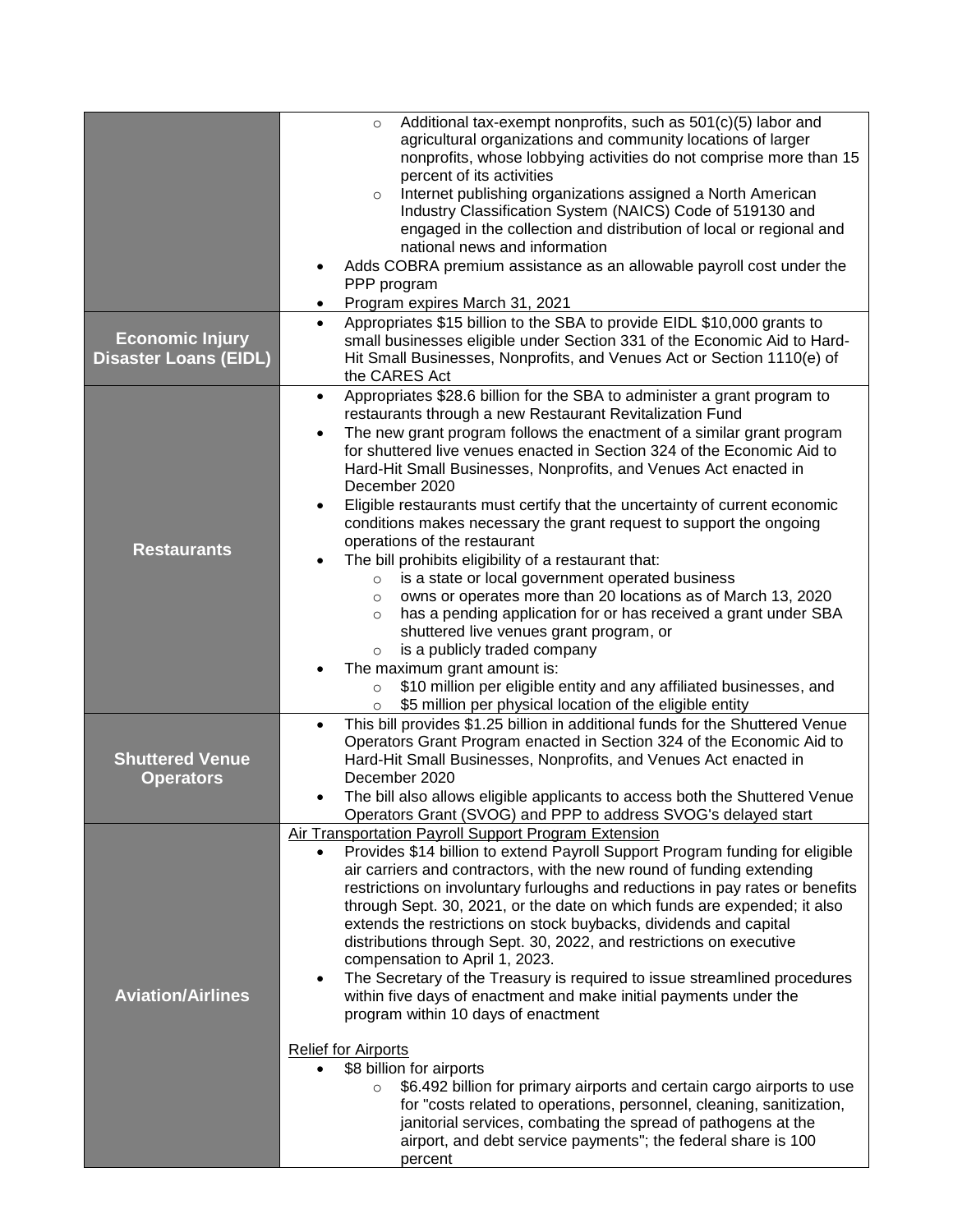| | |
|---|---|
| | ◦ Additional tax-exempt nonprofits, such as 501(c)(5) labor and agricultural organizations and community locations of larger nonprofits, whose lobbying activities do not comprise more than 15 percent of its activities<br>◦ Internet publishing organizations assigned a North American Industry Classification System (NAICS) Code of 519130 and engaged in the collection and distribution of local or regional and national news and information<br>• Adds COBRA premium assistance as an allowable payroll cost under the PPP program<br>• Program expires March 31, 2021 |
| **Economic Injury Disaster Loans (EIDL)** | • Appropriates $15 billion to the SBA to provide EIDL $10,000 grants to small businesses eligible under Section 331 of the Economic Aid to Hard-Hit Small Businesses, Nonprofits, and Venues Act or Section 1110(e) of the CARES Act |
| **Restaurants** | • Appropriates $28.6 billion for the SBA to administer a grant program to restaurants through a new Restaurant Revitalization Fund<br>• The new grant program follows the enactment of a similar grant program for shuttered live venues enacted in Section 324 of the Economic Aid to Hard-Hit Small Businesses, Nonprofits, and Venues Act enacted in December 2020<br>• Eligible restaurants must certify that the uncertainty of current economic conditions makes necessary the grant request to support the ongoing operations of the restaurant<br>• The bill prohibits eligibility of a restaurant that:<br>◦ is a state or local government operated business<br>◦ owns or operates more than 20 locations as of March 13, 2020<br>◦ has a pending application for or has received a grant under SBA shuttered live venues grant program, or<br>◦ is a publicly traded company<br>• The maximum grant amount is:<br>◦ $10 million per eligible entity and any affiliated businesses, and<br>◦ $5 million per physical location of the eligible entity |
| **Shuttered Venue Operators** | • This bill provides $1.25 billion in additional funds for the Shuttered Venue Operators Grant Program enacted in Section 324 of the Economic Aid to Hard-Hit Small Businesses, Nonprofits, and Venues Act enacted in December 2020<br>• The bill also allows eligible applicants to access both the Shuttered Venue Operators Grant (SVOG) and PPP to address SVOG's delayed start |
| **Aviation/Airlines** | Air Transportation Payroll Support Program Extension<br>• Provides $14 billion to extend Payroll Support Program funding for eligible air carriers and contractors, with the new round of funding extending restrictions on involuntary furloughs and reductions in pay rates or benefits through Sept. 30, 2021, or the date on which funds are expended; it also extends the restrictions on stock buybacks, dividends and capital distributions through Sept. 30, 2022, and restrictions on executive compensation to April 1, 2023.<br>• The Secretary of the Treasury is required to issue streamlined procedures within five days of enactment and make initial payments under the program within 10 days of enactment<br><br>Relief for Airports<br>• $8 billion for airports<br>◦ $6.492 billion for primary airports and certain cargo airports to use for "costs related to operations, personnel, cleaning, sanitization, janitorial services, combating the spread of pathogens at the airport, and debt service payments"; the federal share is 100 percent |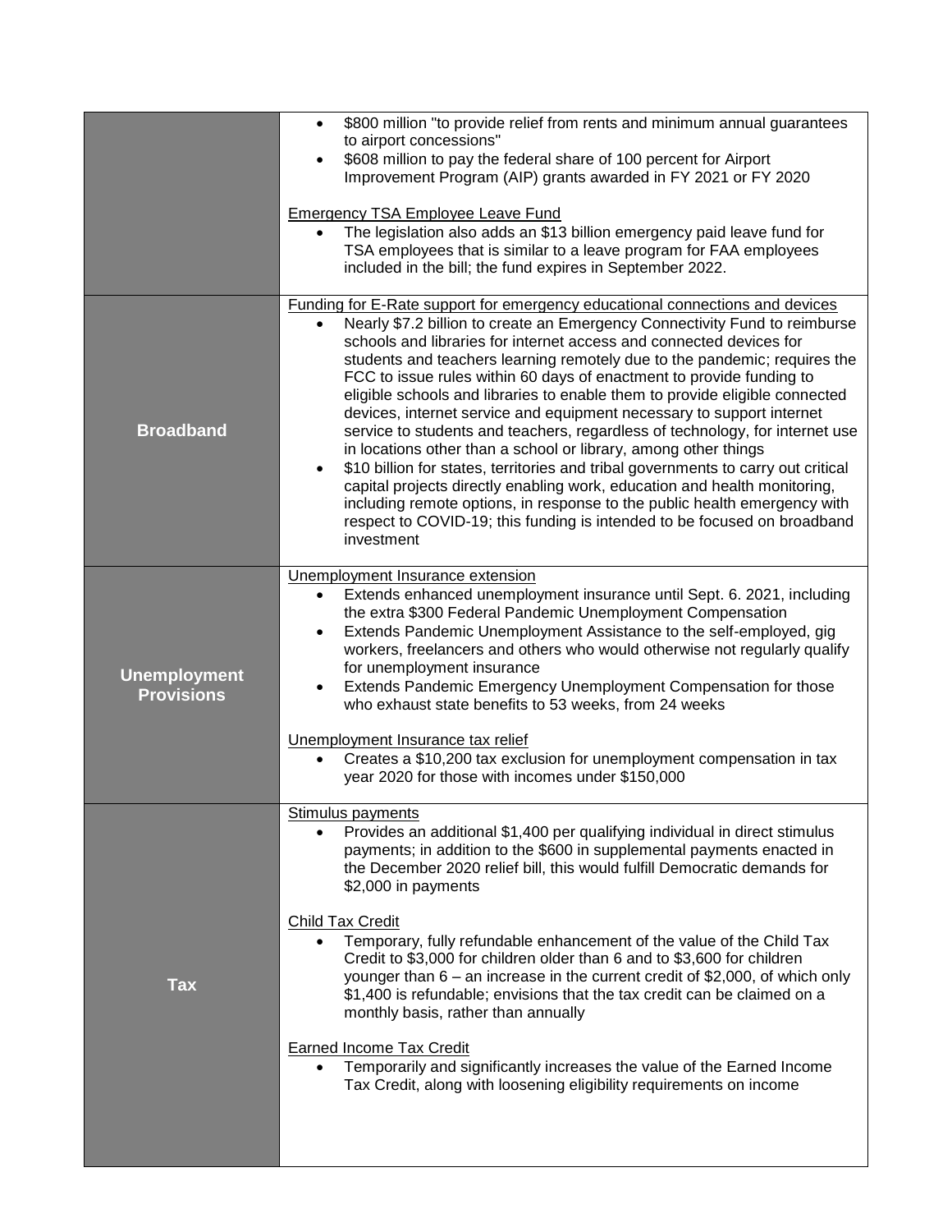| | |
|---|---|
| | • \$800 million "to provide relief from rents and minimum annual guarantees to airport concessions"<br>• \$608 million to pay the federal share of 100 percent for Airport Improvement Program (AIP) grants awarded in FY 2021 or FY 2020<br><br><u>Emergency TSA Employee Leave Fund</u><br>• The legislation also adds an \$13 billion emergency paid leave fund for TSA employees that is similar to a leave program for FAA employees included in the bill; the fund expires in September 2022. |
| **Broadband** | <u>Funding for E-Rate support for emergency educational connections and devices</u><br>• Nearly \$7.2 billion to create an Emergency Connectivity Fund to reimburse schools and libraries for internet access and connected devices for students and teachers learning remotely due to the pandemic; requires the FCC to issue rules within 60 days of enactment to provide funding to eligible schools and libraries to enable them to provide eligible connected devices, internet service and equipment necessary to support internet service to students and teachers, regardless of technology, for internet use in locations other than a school or library, among other things<br>• \$10 billion for states, territories and tribal governments to carry out critical capital projects directly enabling work, education and health monitoring, including remote options, in response to the public health emergency with respect to COVID-19; this funding is intended to be focused on broadband investment |
| **Unemployment Provisions** | <u>Unemployment Insurance extension</u><br>• Extends enhanced unemployment insurance until Sept. 6. 2021, including the extra \$300 Federal Pandemic Unemployment Compensation<br>• Extends Pandemic Unemployment Assistance to the self-employed, gig workers, freelancers and others who would otherwise not regularly qualify for unemployment insurance<br>• Extends Pandemic Emergency Unemployment Compensation for those who exhaust state benefits to 53 weeks, from 24 weeks<br><br><u>Unemployment Insurance tax relief</u><br>• Creates a \$10,200 tax exclusion for unemployment compensation in tax year 2020 for those with incomes under \$150,000 |
| **Tax** | <u>Stimulus payments</u><br>• Provides an additional \$1,400 per qualifying individual in direct stimulus payments; in addition to the \$600 in supplemental payments enacted in the December 2020 relief bill, this would fulfill Democratic demands for \$2,000 in payments<br><br><u>Child Tax Credit</u><br>• Temporary, fully refundable enhancement of the value of the Child Tax Credit to \$3,000 for children older than 6 and to \$3,600 for children younger than 6 – an increase in the current credit of \$2,000, of which only \$1,400 is refundable; envisions that the tax credit can be claimed on a monthly basis, rather than annually<br><br><u>Earned Income Tax Credit</u><br>• Temporarily and significantly increases the value of the Earned Income Tax Credit, along with loosening eligibility requirements on income |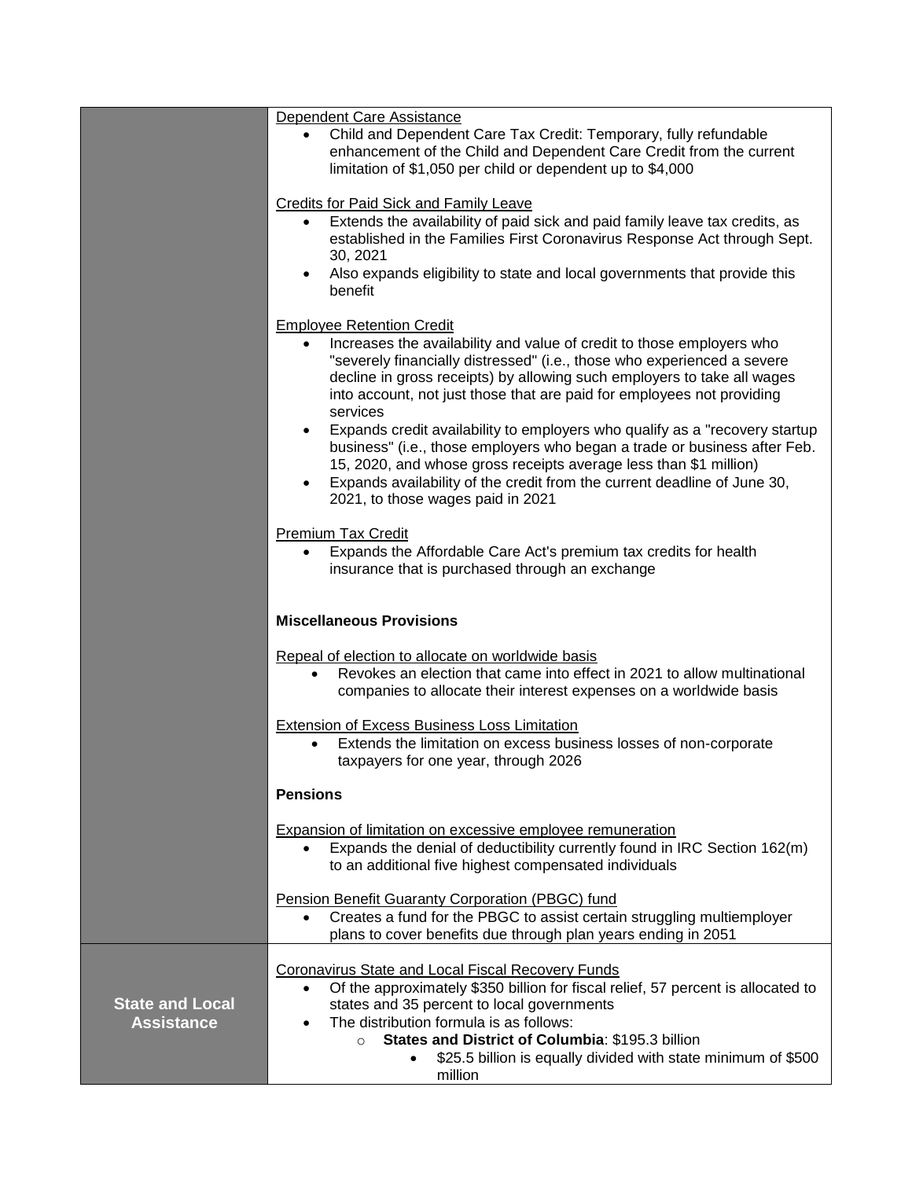| | |
|---|---|
| | <u>Dependent Care Assistance</u><br>• Child and Dependent Care Tax Credit: Temporary, fully refundable enhancement of the Child and Dependent Care Credit from the current limitation of $1,050 per child or dependent up to $4,000<br><br><u>Credits for Paid Sick and Family Leave</u><br>• Extends the availability of paid sick and paid family leave tax credits, as established in the Families First Coronavirus Response Act through Sept. 30, 2021<br>• Also expands eligibility to state and local governments that provide this benefit<br><br><u>Employee Retention Credit</u><br>• Increases the availability and value of credit to those employers who "severely financially distressed" (i.e., those who experienced a severe decline in gross receipts) by allowing such employers to take all wages into account, not just those that are paid for employees not providing services<br>• Expands credit availability to employers who qualify as a "recovery startup business" (i.e., those employers who began a trade or business after Feb. 15, 2020, and whose gross receipts average less than $1 million)<br>• Expands availability of the credit from the current deadline of June 30, 2021, to those wages paid in 2021<br><br><u>Premium Tax Credit</u><br>• Expands the Affordable Care Act's premium tax credits for health insurance that is purchased through an exchange<br><br>**Miscellaneous Provisions**<br><br><u>Repeal of election to allocate on worldwide basis</u><br>• Revokes an election that came into effect in 2021 to allow multinational companies to allocate their interest expenses on a worldwide basis<br><br><u>Extension of Excess Business Loss Limitation</u><br>• Extends the limitation on excess business losses of non-corporate taxpayers for one year, through 2026<br><br>**Pensions**<br><br><u>Expansion of limitation on excessive employee remuneration</u><br>• Expands the denial of deductibility currently found in IRC Section 162(m) to an additional five highest compensated individuals<br><br><u>Pension Benefit Guaranty Corporation (PBGC) fund</u><br>• Creates a fund for the PBGC to assist certain struggling multiemployer plans to cover benefits due through plan years ending in 2051 |
| **State and Local Assistance** | <u>Coronavirus State and Local Fiscal Recovery Funds</u><br>• Of the approximately $350 billion for fiscal relief, 57 percent is allocated to states and 35 percent to local governments<br>• The distribution formula is as follows:<br>&nbsp;&nbsp;&nbsp;&nbsp;○ **States and District of Columbia**: $195.3 billion<br>&nbsp;&nbsp;&nbsp;&nbsp;&nbsp;&nbsp;&nbsp;&nbsp;• $25.5 billion is equally divided with state minimum of $500 million |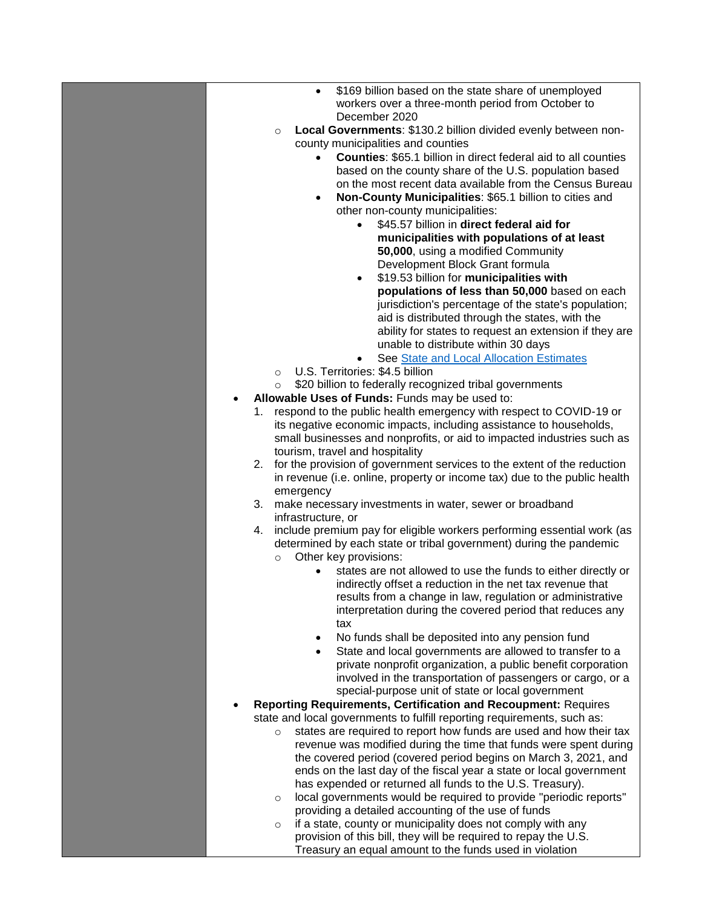- $169 billion based on the state share of unemployed workers over a three-month period from October to December 2020
  - **Local Governments**: $130.2 billion divided evenly between non-county municipalities and counties
    - **Counties**: $65.1 billion in direct federal aid to all counties based on the county share of the U.S. population based on the most recent data available from the Census Bureau
    - **Non-County Municipalities**: $65.1 billion to cities and other non-county municipalities:
      - $45.57 billion in **direct federal aid for municipalities with populations of at least 50,000**, using a modified Community Development Block Grant formula
      - $19.53 billion for **municipalities with populations of less than 50,000** based on each jurisdiction's percentage of the state's population; aid is distributed through the states, with the ability for states to request an extension if they are unable to distribute within 30 days
      - See [State and Local Allocation Estimates]()
  - U.S. Territories: $4.5 billion
  - $20 billion to federally recognized tribal governments
- **Allowable Uses of Funds:** Funds may be used to:
  1. respond to the public health emergency with respect to COVID-19 or its negative economic impacts, including assistance to households, small businesses and nonprofits, or aid to impacted industries such as tourism, travel and hospitality
  2. for the provision of government services to the extent of the reduction in revenue (i.e. online, property or income tax) due to the public health emergency
  3. make necessary investments in water, sewer or broadband infrastructure, or
  4. include premium pay for eligible workers performing essential work (as determined by each state or tribal government) during the pandemic
  - Other key provisions:
    - states are not allowed to use the funds to either directly or indirectly offset a reduction in the net tax revenue that results from a change in law, regulation or administrative interpretation during the covered period that reduces any tax
    - No funds shall be deposited into any pension fund
    - State and local governments are allowed to transfer to a private nonprofit organization, a public benefit corporation involved in the transportation of passengers or cargo, or a special-purpose unit of state or local government
- **Reporting Requirements, Certification and Recoupment:** Requires state and local governments to fulfill reporting requirements, such as:
  - states are required to report how funds are used and how their tax revenue was modified during the time that funds were spent during the covered period (covered period begins on March 3, 2021, and ends on the last day of the fiscal year a state or local government has expended or returned all funds to the U.S. Treasury).
  - local governments would be required to provide "periodic reports" providing a detailed accounting of the use of funds
  - if a state, county or municipality does not comply with any provision of this bill, they will be required to repay the U.S. Treasury an equal amount to the funds used in violation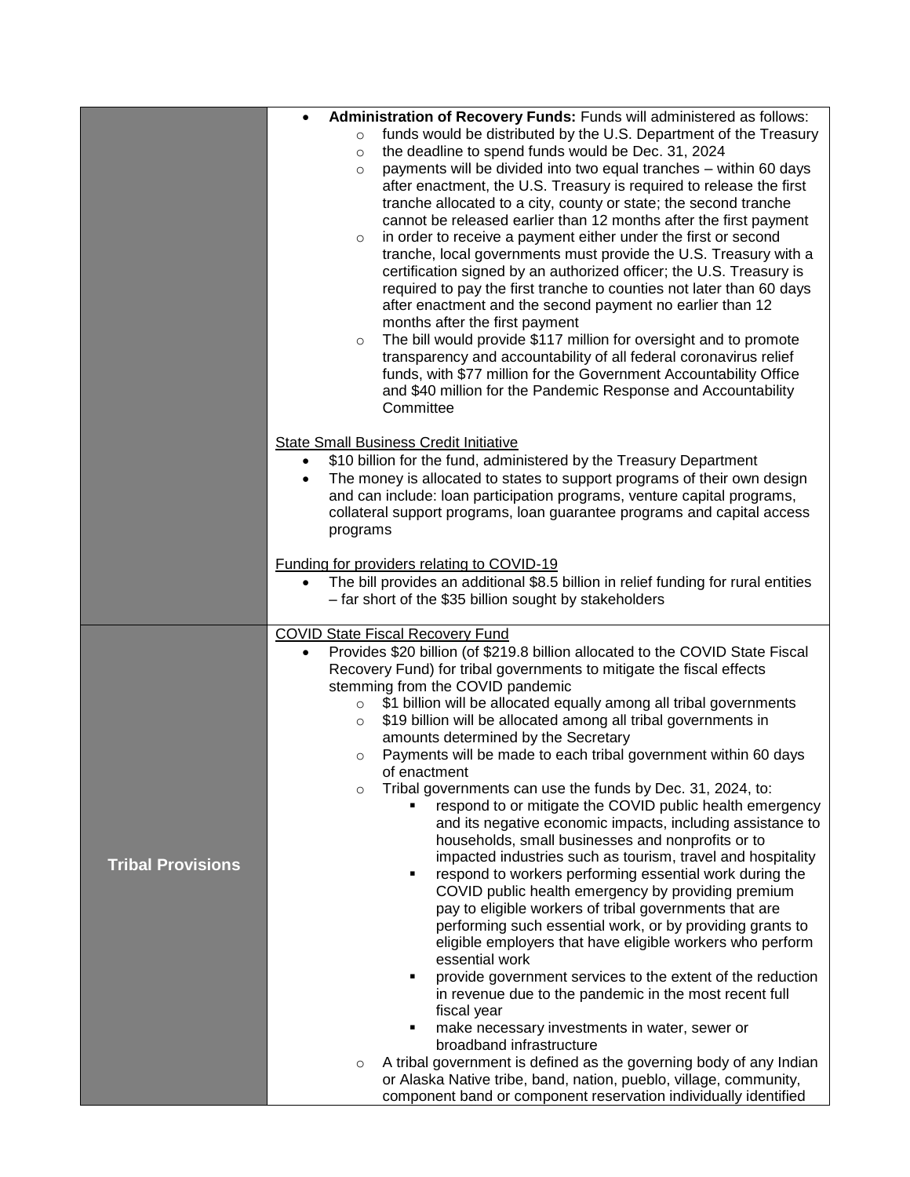| | |
|---|---|
| | • **Administration of Recovery Funds:** Funds will administered as follows:<br>&nbsp;&nbsp;&nbsp;&nbsp;○ funds would be distributed by the U.S. Department of the Treasury<br>&nbsp;&nbsp;&nbsp;&nbsp;○ the deadline to spend funds would be Dec. 31, 2024<br>&nbsp;&nbsp;&nbsp;&nbsp;○ payments will be divided into two equal tranches – within 60 days after enactment, the U.S. Treasury is required to release the first tranche allocated to a city, county or state; the second tranche cannot be released earlier than 12 months after the first payment<br>&nbsp;&nbsp;&nbsp;&nbsp;○ in order to receive a payment either under the first or second tranche, local governments must provide the U.S. Treasury with a certification signed by an authorized officer; the U.S. Treasury is required to pay the first tranche to counties not later than 60 days after enactment and the second payment no earlier than 12 months after the first payment<br>&nbsp;&nbsp;&nbsp;&nbsp;○ The bill would provide $117 million for oversight and to promote transparency and accountability of all federal coronavirus relief funds, with $77 million for the Government Accountability Office and $40 million for the Pandemic Response and Accountability Committee<br><br><u>State Small Business Credit Initiative</u><br>• $10 billion for the fund, administered by the Treasury Department<br>• The money is allocated to states to support programs of their own design and can include: loan participation programs, venture capital programs, collateral support programs, loan guarantee programs and capital access programs<br><br><u>Funding for providers relating to COVID-19</u><br>• The bill provides an additional $8.5 billion in relief funding for rural entities – far short of the $35 billion sought by stakeholders |
| **Tribal Provisions** | <u>COVID State Fiscal Recovery Fund</u><br>• Provides $20 billion (of $219.8 billion allocated to the COVID State Fiscal Recovery Fund) for tribal governments to mitigate the fiscal effects stemming from the COVID pandemic<br>&nbsp;&nbsp;&nbsp;&nbsp;○ $1 billion will be allocated equally among all tribal governments<br>&nbsp;&nbsp;&nbsp;&nbsp;○ $19 billion will be allocated among all tribal governments in amounts determined by the Secretary<br>&nbsp;&nbsp;&nbsp;&nbsp;○ Payments will be made to each tribal government within 60 days of enactment<br>&nbsp;&nbsp;&nbsp;&nbsp;○ Tribal governments can use the funds by Dec. 31, 2024, to:<br>&nbsp;&nbsp;&nbsp;&nbsp;&nbsp;&nbsp;&nbsp;&nbsp;▪ respond to or mitigate the COVID public health emergency and its negative economic impacts, including assistance to households, small businesses and nonprofits or to impacted industries such as tourism, travel and hospitality<br>&nbsp;&nbsp;&nbsp;&nbsp;&nbsp;&nbsp;&nbsp;&nbsp;▪ respond to workers performing essential work during the COVID public health emergency by providing premium pay to eligible workers of tribal governments that are performing such essential work, or by providing grants to eligible employers that have eligible workers who perform essential work<br>&nbsp;&nbsp;&nbsp;&nbsp;&nbsp;&nbsp;&nbsp;&nbsp;▪ provide government services to the extent of the reduction in revenue due to the pandemic in the most recent full fiscal year<br>&nbsp;&nbsp;&nbsp;&nbsp;&nbsp;&nbsp;&nbsp;&nbsp;▪ make necessary investments in water, sewer or broadband infrastructure<br>&nbsp;&nbsp;&nbsp;&nbsp;○ A tribal government is defined as the governing body of any Indian or Alaska Native tribe, band, nation, pueblo, village, community, component band or component reservation individually identified |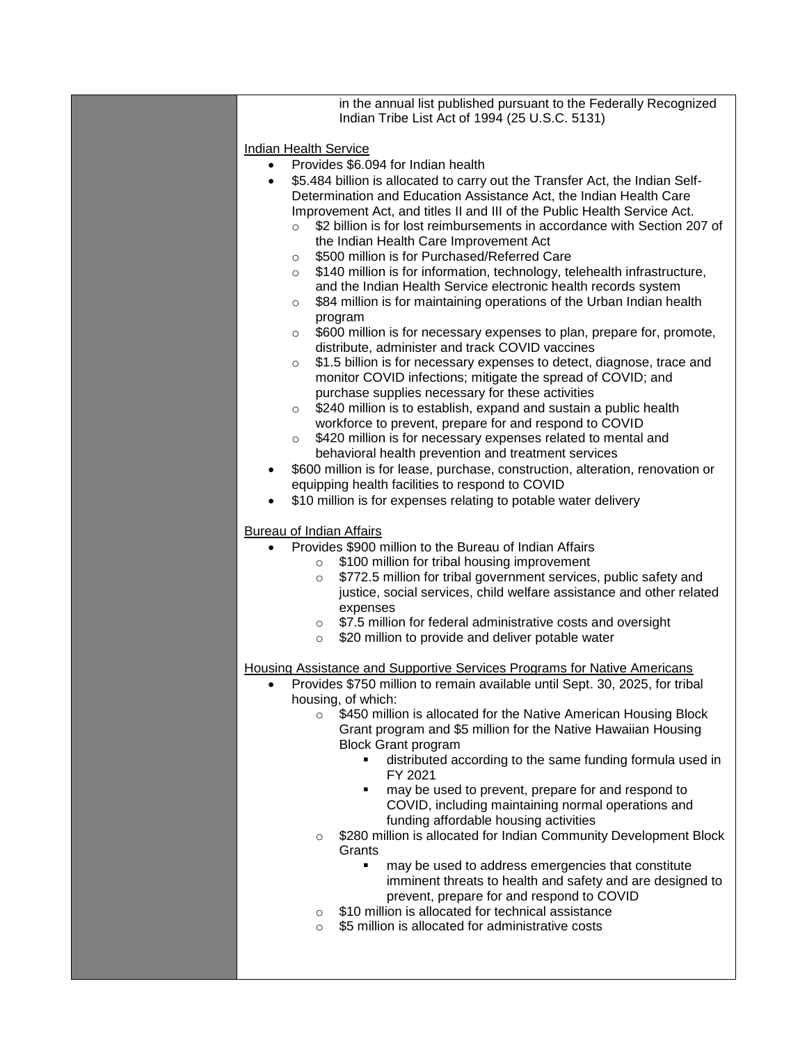in the annual list published pursuant to the Federally Recognized Indian Tribe List Act of 1994 (25 U.S.C. 5131)

Indian Health Service

- Provides $6.094 for Indian health
- $5.484 billion is allocated to carry out the Transfer Act, the Indian Self-Determination and Education Assistance Act, the Indian Health Care Improvement Act, and titles II and III of the Public Health Service Act.
  - $2 billion is for lost reimbursements in accordance with Section 207 of the Indian Health Care Improvement Act
  - $500 million is for Purchased/Referred Care
  - $140 million is for information, technology, telehealth infrastructure, and the Indian Health Service electronic health records system
  - $84 million is for maintaining operations of the Urban Indian health program
  - $600 million is for necessary expenses to plan, prepare for, promote, distribute, administer and track COVID vaccines
  - $1.5 billion is for necessary expenses to detect, diagnose, trace and monitor COVID infections; mitigate the spread of COVID; and purchase supplies necessary for these activities
  - $240 million is to establish, expand and sustain a public health workforce to prevent, prepare for and respond to COVID
  - $420 million is for necessary expenses related to mental and behavioral health prevention and treatment services
- $600 million is for lease, purchase, construction, alteration, renovation or equipping health facilities to respond to COVID
- $10 million is for expenses relating to potable water delivery

Bureau of Indian Affairs

- Provides $900 million to the Bureau of Indian Affairs
  - $100 million for tribal housing improvement
  - $772.5 million for tribal government services, public safety and justice, social services, child welfare assistance and other related expenses
  - $7.5 million for federal administrative costs and oversight
  - $20 million to provide and deliver potable water

Housing Assistance and Supportive Services Programs for Native Americans

- Provides $750 million to remain available until Sept. 30, 2025, for tribal housing, of which:
  - $450 million is allocated for the Native American Housing Block Grant program and $5 million for the Native Hawaiian Housing Block Grant program
    - distributed according to the same funding formula used in FY 2021
    - may be used to prevent, prepare for and respond to COVID, including maintaining normal operations and funding affordable housing activities
  - $280 million is allocated for Indian Community Development Block Grants
    - may be used to address emergencies that constitute imminent threats to health and safety and are designed to prevent, prepare for and respond to COVID
  - $10 million is allocated for technical assistance
  - $5 million is allocated for administrative costs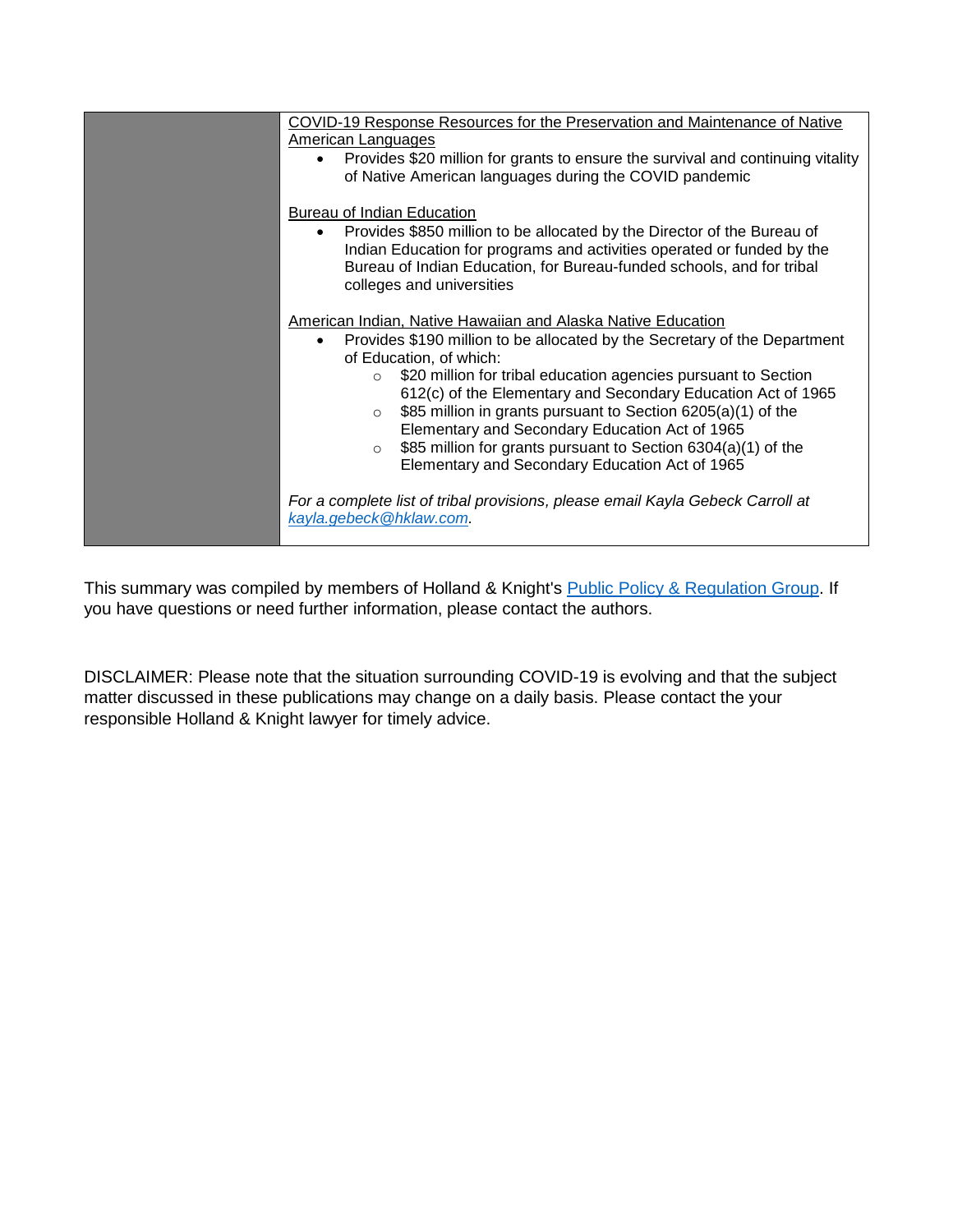| | |
|---|---|
| | <u>COVID-19 Response Resources for the Preservation and Maintenance of Native American Languages</u><br>• Provides $20 million for grants to ensure the survival and continuing vitality of Native American languages during the COVID pandemic<br><br><u>Bureau of Indian Education</u><br>• Provides $850 million to be allocated by the Director of the Bureau of Indian Education for programs and activities operated or funded by the Bureau of Indian Education, for Bureau-funded schools, and for tribal colleges and universities<br><br><u>American Indian, Native Hawaiian and Alaska Native Education</u><br>• Provides $190 million to be allocated by the Secretary of the Department of Education, of which:<br>  ○ $20 million for tribal education agencies pursuant to Section 612(c) of the Elementary and Secondary Education Act of 1965<br>  ○ $85 million in grants pursuant to Section 6205(a)(1) of the Elementary and Secondary Education Act of 1965<br>  ○ $85 million for grants pursuant to Section 6304(a)(1) of the Elementary and Secondary Education Act of 1965<br><br>*For a complete list of tribal provisions, please email Kayla Gebeck Carroll at kayla.gebeck@hklaw.com.* |

This summary was compiled by members of Holland & Knight's Public Policy & Regulation Group. If you have questions or need further information, please contact the authors.

DISCLAIMER: Please note that the situation surrounding COVID-19 is evolving and that the subject matter discussed in these publications may change on a daily basis. Please contact the your responsible Holland & Knight lawyer for timely advice.